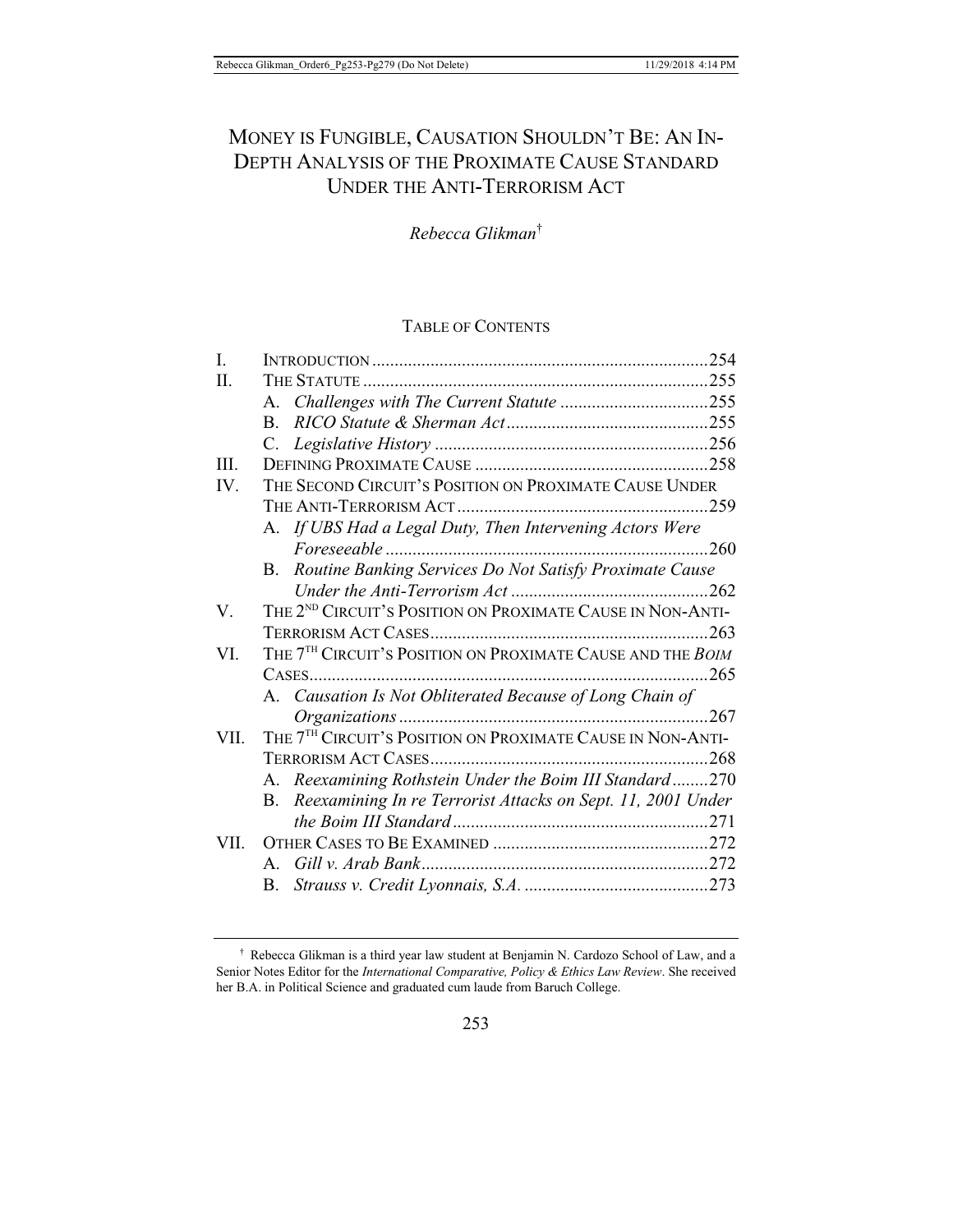# MONEY IS FUNGIBLE, CAUSATION SHOULDN'T BE: AN IN-DEPTH ANALYSIS OF THE PROXIMATE CAUSE STANDARD UNDER THE ANTI-TERRORISM ACT

*Rebecca Glikman*†

## TABLE OF CONTENTS

| | | |
|---|---|---|
| I. | INTRODUCTION | 254 |
| II. | THE STATUTE | 255 |
| | A. *Challenges with The Current Statute* | 255 |
| | B. *RICO Statute & Sherman Act* | 255 |
| | C. *Legislative History* | 256 |
| III. | DEFINING PROXIMATE CAUSE | 258 |
| IV. | THE SECOND CIRCUIT'S POSITION ON PROXIMATE CAUSE UNDER THE ANTI-TERRORISM ACT | 259 |
| | A. *If UBS Had a Legal Duty, Then Intervening Actors Were Foreseeable* | 260 |
| | B. *Routine Banking Services Do Not Satisfy Proximate Cause Under the Anti-Terrorism Act* | 262 |
| V. | THE 2ND CIRCUIT'S POSITION ON PROXIMATE CAUSE IN NON-ANTI-TERRORISM ACT CASES | 263 |
| VI. | THE 7TH CIRCUIT'S POSITION ON PROXIMATE CAUSE AND THE *BOIM* CASES | 265 |
| | A. *Causation Is Not Obliterated Because of Long Chain of Organizations* | 267 |
| VII. | THE 7TH CIRCUIT'S POSITION ON PROXIMATE CAUSE IN NON-ANTI-TERRORISM ACT CASES | 268 |
| | A. *Reexamining Rothstein Under the Boim III Standard* | 270 |
| | B. *Reexamining In re Terrorist Attacks on Sept. 11, 2001 Under the Boim III Standard* | 271 |
| VII. | OTHER CASES TO BE EXAMINED | 272 |
| | A. *Gill v. Arab Bank* | 272 |
| | B. *Strauss v. Credit Lyonnais, S.A.* | 273 |

† Rebecca Glikman is a third year law student at Benjamin N. Cardozo School of Law, and a Senior Notes Editor for the *International Comparative, Policy & Ethics Law Review*. She received her B.A. in Political Science and graduated cum laude from Baruch College.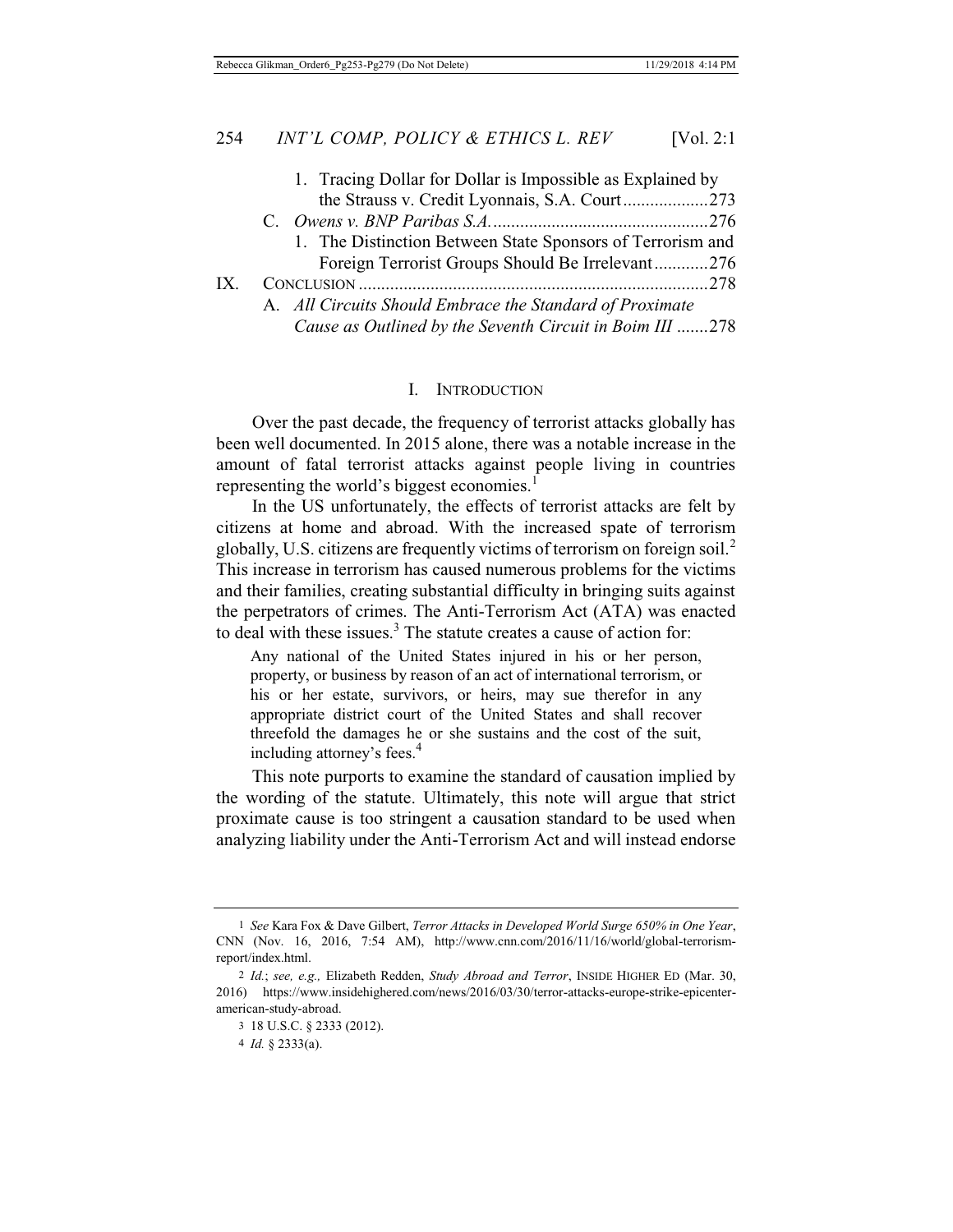1. Tracing Dollar for Dollar is Impossible as Explained by the Strauss v. Credit Lyonnais, S.A. Court ....................273

C. *Owens v. BNP Paribas S.A.* ....................276

1. The Distinction Between State Sponsors of Terrorism and Foreign Terrorist Groups Should Be Irrelevant ............276

IX. CONCLUSION ....................278

A. *All Circuits Should Embrace the Standard of Proximate Cause as Outlined by the Seventh Circuit in Boim III* .......278

## I. INTRODUCTION

Over the past decade, the frequency of terrorist attacks globally has been well documented. In 2015 alone, there was a notable increase in the amount of fatal terrorist attacks against people living in countries representing the world's biggest economies.[1]

In the US unfortunately, the effects of terrorist attacks are felt by citizens at home and abroad. With the increased spate of terrorism globally, U.S. citizens are frequently victims of terrorism on foreign soil.[2] This increase in terrorism has caused numerous problems for the victims and their families, creating substantial difficulty in bringing suits against the perpetrators of crimes. The Anti-Terrorism Act (ATA) was enacted to deal with these issues.[3] The statute creates a cause of action for:

> Any national of the United States injured in his or her person, property, or business by reason of an act of international terrorism, or his or her estate, survivors, or heirs, may sue therefor in any appropriate district court of the United States and shall recover threefold the damages he or she sustains and the cost of the suit, including attorney's fees.[4]

This note purports to examine the standard of causation implied by the wording of the statute. Ultimately, this note will argue that strict proximate cause is too stringent a causation standard to be used when analyzing liability under the Anti-Terrorism Act and will instead endorse

---

1 *See* Kara Fox & Dave Gilbert, *Terror Attacks in Developed World Surge 650% in One Year*, CNN (Nov. 16, 2016, 7:54 AM), http://www.cnn.com/2016/11/16/world/global-terrorism-report/index.html.

2 *Id.*; *see, e.g.,* Elizabeth Redden, *Study Abroad and Terror*, INSIDE HIGHER ED (Mar. 30, 2016) https://www.insidehighered.com/news/2016/03/30/terror-attacks-europe-strike-epicenter-american-study-abroad.

3 18 U.S.C. § 2333 (2012).

4 *Id.* § 2333(a).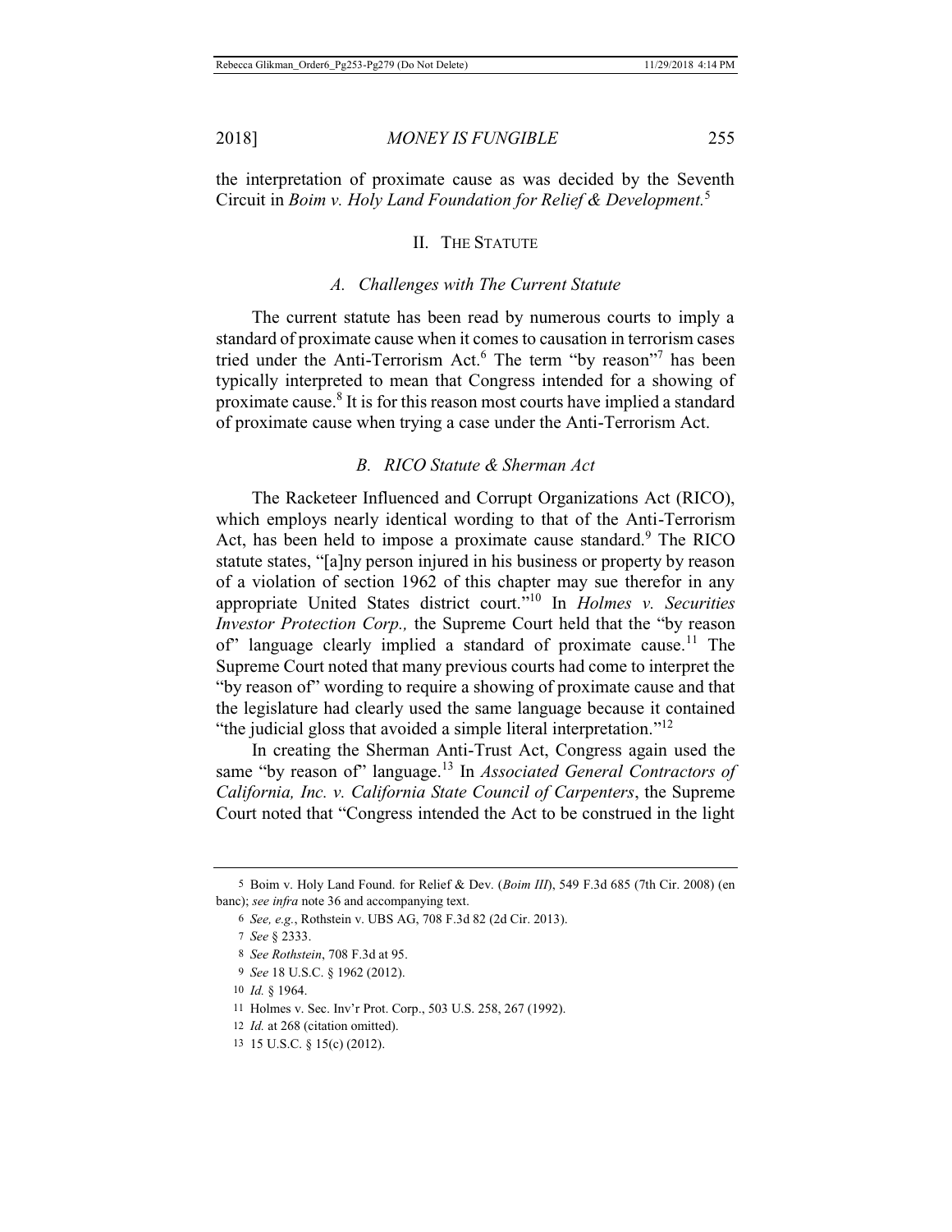the interpretation of proximate cause as was decided by the Seventh Circuit in *Boim v. Holy Land Foundation for Relief & Development.*[5]

## II. THE STATUTE

### *A. Challenges with The Current Statute*

The current statute has been read by numerous courts to imply a standard of proximate cause when it comes to causation in terrorism cases tried under the Anti-Terrorism Act.[6] The term "by reason"[7] has been typically interpreted to mean that Congress intended for a showing of proximate cause.[8] It is for this reason most courts have implied a standard of proximate cause when trying a case under the Anti-Terrorism Act.

### *B. RICO Statute & Sherman Act*

The Racketeer Influenced and Corrupt Organizations Act (RICO), which employs nearly identical wording to that of the Anti-Terrorism Act, has been held to impose a proximate cause standard.[9] The RICO statute states, "[a]ny person injured in his business or property by reason of a violation of section 1962 of this chapter may sue therefor in any appropriate United States district court."[10] In *Holmes v. Securities Investor Protection Corp.,* the Supreme Court held that the "by reason of" language clearly implied a standard of proximate cause.[11] The Supreme Court noted that many previous courts had come to interpret the "by reason of" wording to require a showing of proximate cause and that the legislature had clearly used the same language because it contained "the judicial gloss that avoided a simple literal interpretation."[12]

In creating the Sherman Anti-Trust Act, Congress again used the same "by reason of" language.[13] In *Associated General Contractors of California, Inc. v. California State Council of Carpenters*, the Supreme Court noted that "Congress intended the Act to be construed in the light

---

5 Boim v. Holy Land Found. for Relief & Dev. (*Boim III*), 549 F.3d 685 (7th Cir. 2008) (en banc); *see infra* note 36 and accompanying text.

6 *See, e.g.*, Rothstein v. UBS AG, 708 F.3d 82 (2d Cir. 2013).

7 *See* § 2333.

8 *See Rothstein*, 708 F.3d at 95.

9 *See* 18 U.S.C. § 1962 (2012).

10 *Id.* § 1964.

11 Holmes v. Sec. Inv'r Prot. Corp., 503 U.S. 258, 267 (1992).

12 *Id.* at 268 (citation omitted).

13 15 U.S.C. § 15(c) (2012).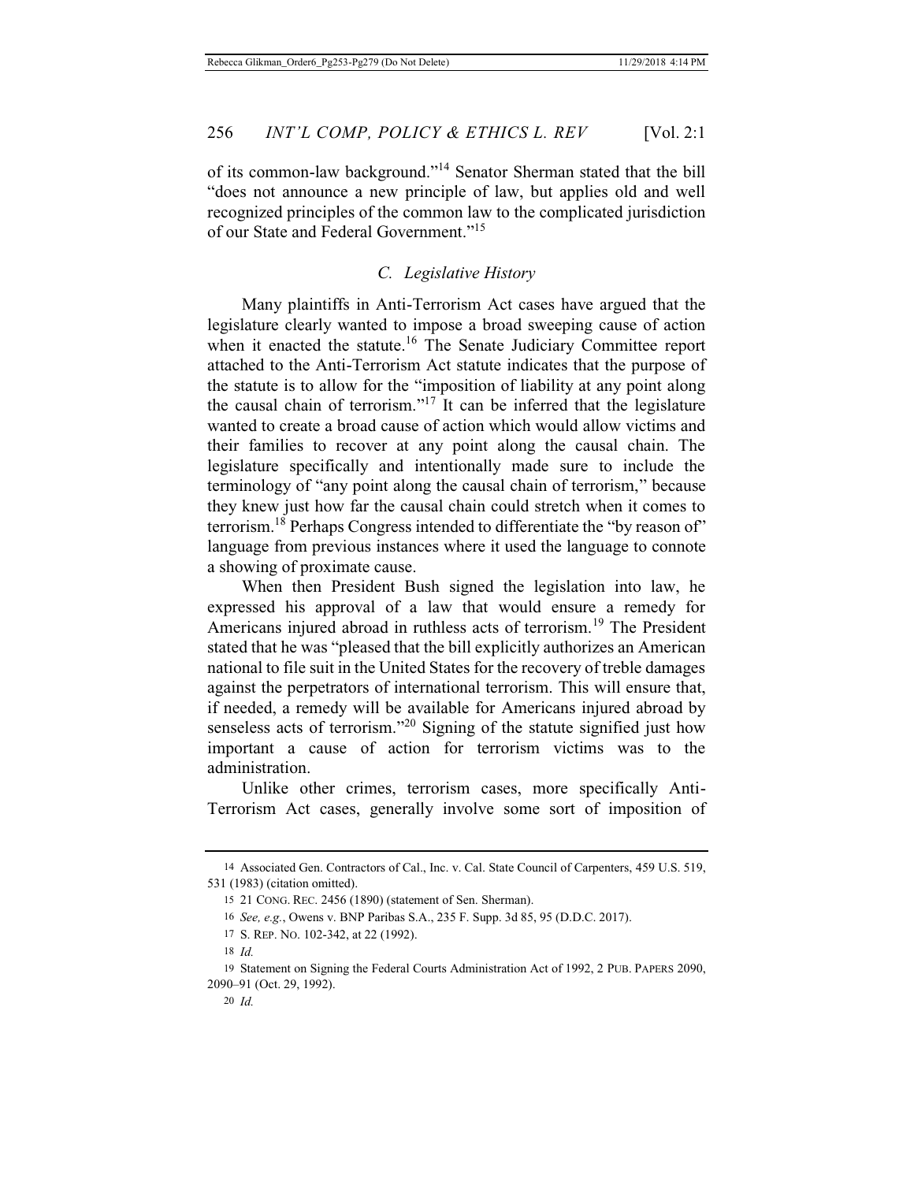of its common-law background."[14] Senator Sherman stated that the bill "does not announce a new principle of law, but applies old and well recognized principles of the common law to the complicated jurisdiction of our State and Federal Government."[15]

### *C. Legislative History*

Many plaintiffs in Anti-Terrorism Act cases have argued that the legislature clearly wanted to impose a broad sweeping cause of action when it enacted the statute.[16] The Senate Judiciary Committee report attached to the Anti-Terrorism Act statute indicates that the purpose of the statute is to allow for the "imposition of liability at any point along the causal chain of terrorism."[17] It can be inferred that the legislature wanted to create a broad cause of action which would allow victims and their families to recover at any point along the causal chain. The legislature specifically and intentionally made sure to include the terminology of "any point along the causal chain of terrorism," because they knew just how far the causal chain could stretch when it comes to terrorism.[18] Perhaps Congress intended to differentiate the "by reason of" language from previous instances where it used the language to connote a showing of proximate cause.

When then President Bush signed the legislation into law, he expressed his approval of a law that would ensure a remedy for Americans injured abroad in ruthless acts of terrorism.[19] The President stated that he was "pleased that the bill explicitly authorizes an American national to file suit in the United States for the recovery of treble damages against the perpetrators of international terrorism. This will ensure that, if needed, a remedy will be available for Americans injured abroad by senseless acts of terrorism."[20] Signing of the statute signified just how important a cause of action for terrorism victims was to the administration.

Unlike other crimes, terrorism cases, more specifically Anti-Terrorism Act cases, generally involve some sort of imposition of

---

14 Associated Gen. Contractors of Cal., Inc. v. Cal. State Council of Carpenters, 459 U.S. 519, 531 (1983) (citation omitted).

15 21 CONG. REC. 2456 (1890) (statement of Sen. Sherman).

16 *See, e.g.*, Owens v. BNP Paribas S.A., 235 F. Supp. 3d 85, 95 (D.D.C. 2017).

17 S. REP. NO. 102-342, at 22 (1992).

18 *Id.*

19 Statement on Signing the Federal Courts Administration Act of 1992, 2 PUB. PAPERS 2090, 2090–91 (Oct. 29, 1992).

20 *Id.*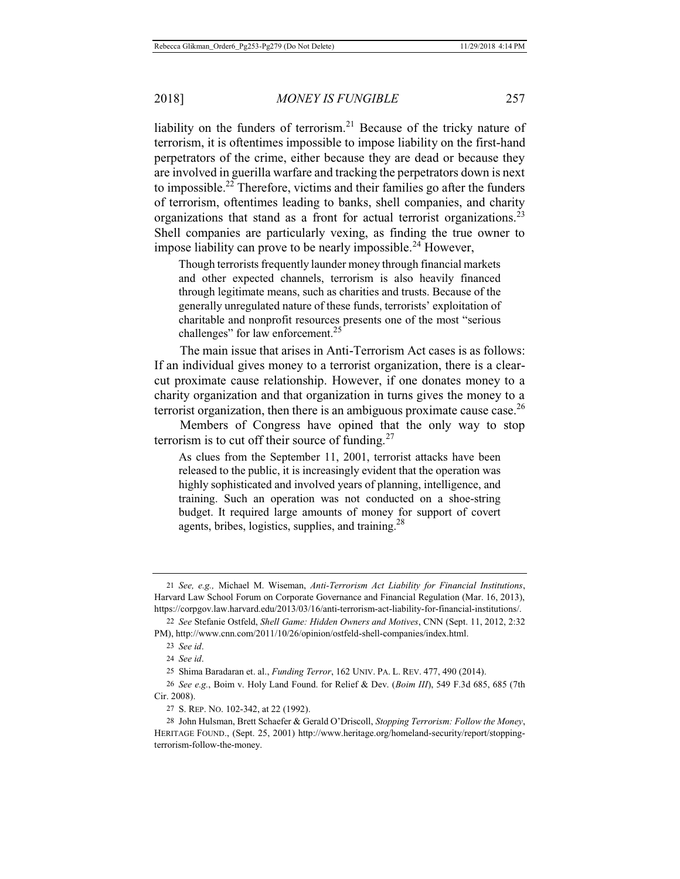liability on the funders of terrorism.[21] Because of the tricky nature of terrorism, it is oftentimes impossible to impose liability on the first-hand perpetrators of the crime, either because they are dead or because they are involved in guerilla warfare and tracking the perpetrators down is next to impossible.[22] Therefore, victims and their families go after the funders of terrorism, oftentimes leading to banks, shell companies, and charity organizations that stand as a front for actual terrorist organizations.[23] Shell companies are particularly vexing, as finding the true owner to impose liability can prove to be nearly impossible.[24] However,

> Though terrorists frequently launder money through financial markets and other expected channels, terrorism is also heavily financed through legitimate means, such as charities and trusts. Because of the generally unregulated nature of these funds, terrorists' exploitation of charitable and nonprofit resources presents one of the most "serious challenges" for law enforcement.[25]

The main issue that arises in Anti-Terrorism Act cases is as follows: If an individual gives money to a terrorist organization, there is a clear-cut proximate cause relationship. However, if one donates money to a charity organization and that organization in turns gives the money to a terrorist organization, then there is an ambiguous proximate cause case.[26]

Members of Congress have opined that the only way to stop terrorism is to cut off their source of funding.[27]

> As clues from the September 11, 2001, terrorist attacks have been released to the public, it is increasingly evident that the operation was highly sophisticated and involved years of planning, intelligence, and training. Such an operation was not conducted on a shoe-string budget. It required large amounts of money for support of covert agents, bribes, logistics, supplies, and training.[28]

---

21 *See, e.g.,* Michael M. Wiseman, *Anti-Terrorism Act Liability for Financial Institutions*, Harvard Law School Forum on Corporate Governance and Financial Regulation (Mar. 16, 2013), https://corpgov.law.harvard.edu/2013/03/16/anti-terrorism-act-liability-for-financial-institutions/.

22 *See* Stefanie Ostfeld, *Shell Game: Hidden Owners and Motives*, CNN (Sept. 11, 2012, 2:32 PM), http://www.cnn.com/2011/10/26/opinion/ostfeld-shell-companies/index.html.

23 *See id*.

24 *See id*.

25 Shima Baradaran et. al., *Funding Terror*, 162 UNIV. PA. L. REV. 477, 490 (2014).

26 *See e.g.*, Boim v. Holy Land Found. for Relief & Dev. (*Boim III*), 549 F.3d 685, 685 (7th Cir. 2008).

27 S. REP. NO. 102-342, at 22 (1992).

28 John Hulsman, Brett Schaefer & Gerald O'Driscoll, *Stopping Terrorism: Follow the Money*, HERITAGE FOUND., (Sept. 25, 2001) http://www.heritage.org/homeland-security/report/stopping-terrorism-follow-the-money.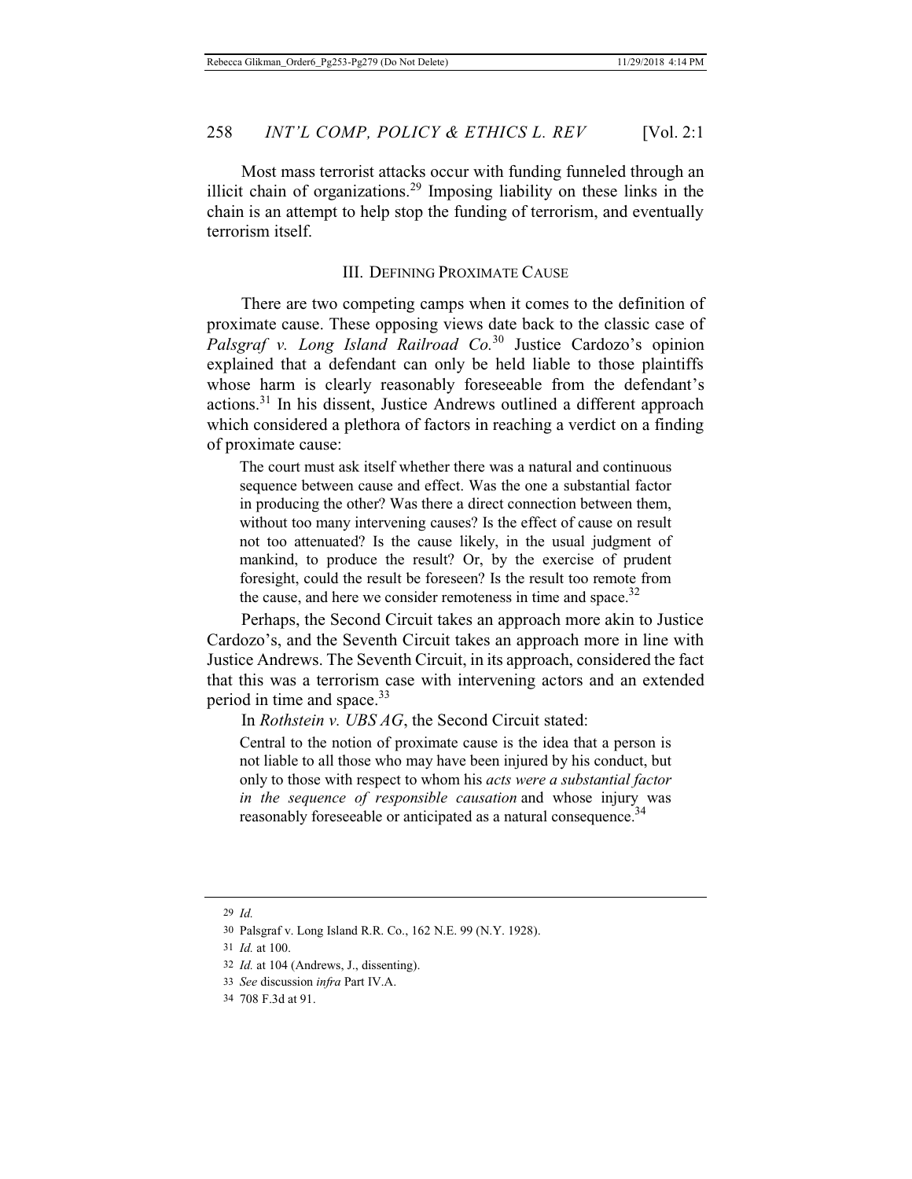Most mass terrorist attacks occur with funding funneled through an illicit chain of organizations.[29] Imposing liability on these links in the chain is an attempt to help stop the funding of terrorism, and eventually terrorism itself.

## III. Defining Proximate Cause

There are two competing camps when it comes to the definition of proximate cause. These opposing views date back to the classic case of *Palsgraf v. Long Island Railroad Co.*[30] Justice Cardozo's opinion explained that a defendant can only be held liable to those plaintiffs whose harm is clearly reasonably foreseeable from the defendant's actions.[31] In his dissent, Justice Andrews outlined a different approach which considered a plethora of factors in reaching a verdict on a finding of proximate cause:

> The court must ask itself whether there was a natural and continuous sequence between cause and effect. Was the one a substantial factor in producing the other? Was there a direct connection between them, without too many intervening causes? Is the effect of cause on result not too attenuated? Is the cause likely, in the usual judgment of mankind, to produce the result? Or, by the exercise of prudent foresight, could the result be foreseen? Is the result too remote from the cause, and here we consider remoteness in time and space.[32]

Perhaps, the Second Circuit takes an approach more akin to Justice Cardozo's, and the Seventh Circuit takes an approach more in line with Justice Andrews. The Seventh Circuit, in its approach, considered the fact that this was a terrorism case with intervening actors and an extended period in time and space.[33]

In *Rothstein v. UBS AG*, the Second Circuit stated:

> Central to the notion of proximate cause is the idea that a person is not liable to all those who may have been injured by his conduct, but only to those with respect to whom his *acts were a substantial factor in the sequence of responsible causation* and whose injury was reasonably foreseeable or anticipated as a natural consequence.[34]

---

29 *Id.*

30 Palsgraf v. Long Island R.R. Co., 162 N.E. 99 (N.Y. 1928).

31 *Id.* at 100.

32 *Id.* at 104 (Andrews, J., dissenting).

33 *See* discussion *infra* Part IV.A.

34 708 F.3d at 91.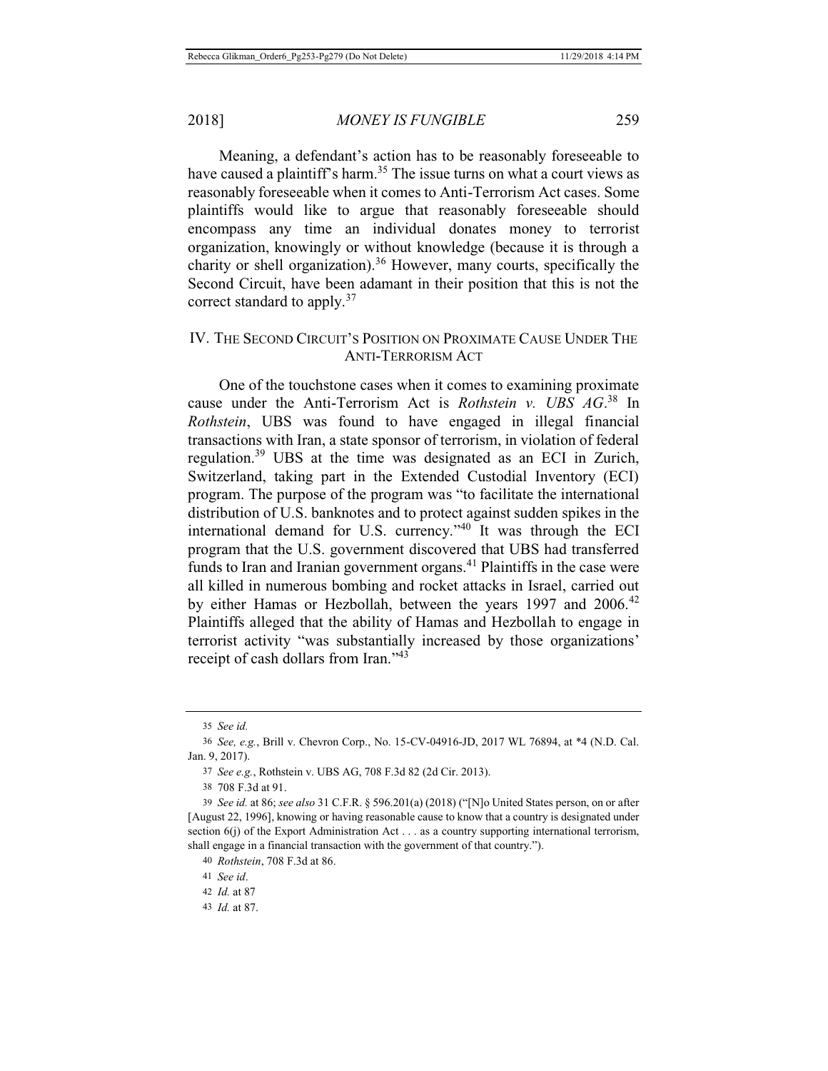Meaning, a defendant's action has to be reasonably foreseeable to have caused a plaintiff's harm.[35] The issue turns on what a court views as reasonably foreseeable when it comes to Anti-Terrorism Act cases. Some plaintiffs would like to argue that reasonably foreseeable should encompass any time an individual donates money to terrorist organization, knowingly or without knowledge (because it is through a charity or shell organization).[36] However, many courts, specifically the Second Circuit, have been adamant in their position that this is not the correct standard to apply.[37]

## IV. The Second Circuit's Position on Proximate Cause Under The Anti-Terrorism Act

One of the touchstone cases when it comes to examining proximate cause under the Anti-Terrorism Act is *Rothstein v. UBS AG*.[38] In *Rothstein*, UBS was found to have engaged in illegal financial transactions with Iran, a state sponsor of terrorism, in violation of federal regulation.[39] UBS at the time was designated as an ECI in Zurich, Switzerland, taking part in the Extended Custodial Inventory (ECI) program. The purpose of the program was "to facilitate the international distribution of U.S. banknotes and to protect against sudden spikes in the international demand for U.S. currency."[40] It was through the ECI program that the U.S. government discovered that UBS had transferred funds to Iran and Iranian government organs.[41] Plaintiffs in the case were all killed in numerous bombing and rocket attacks in Israel, carried out by either Hamas or Hezbollah, between the years 1997 and 2006.[42] Plaintiffs alleged that the ability of Hamas and Hezbollah to engage in terrorist activity "was substantially increased by those organizations' receipt of cash dollars from Iran."[43]

---

35 *See id.*

36 *See, e.g.*, Brill v. Chevron Corp., No. 15-CV-04916-JD, 2017 WL 76894, at *4 (N.D. Cal. Jan. 9, 2017).

37 *See e.g.*, Rothstein v. UBS AG, 708 F.3d 82 (2d Cir. 2013).

38 708 F.3d at 91.

39 *See id.* at 86; *see also* 31 C.F.R. § 596.201(a) (2018) ("[N]o United States person, on or after [August 22, 1996], knowing or having reasonable cause to know that a country is designated under section 6(j) of the Export Administration Act . . . as a country supporting international terrorism, shall engage in a financial transaction with the government of that country.").

40 *Rothstein*, 708 F.3d at 86.

41 *See id*.

42 *Id.* at 87

43 *Id.* at 87.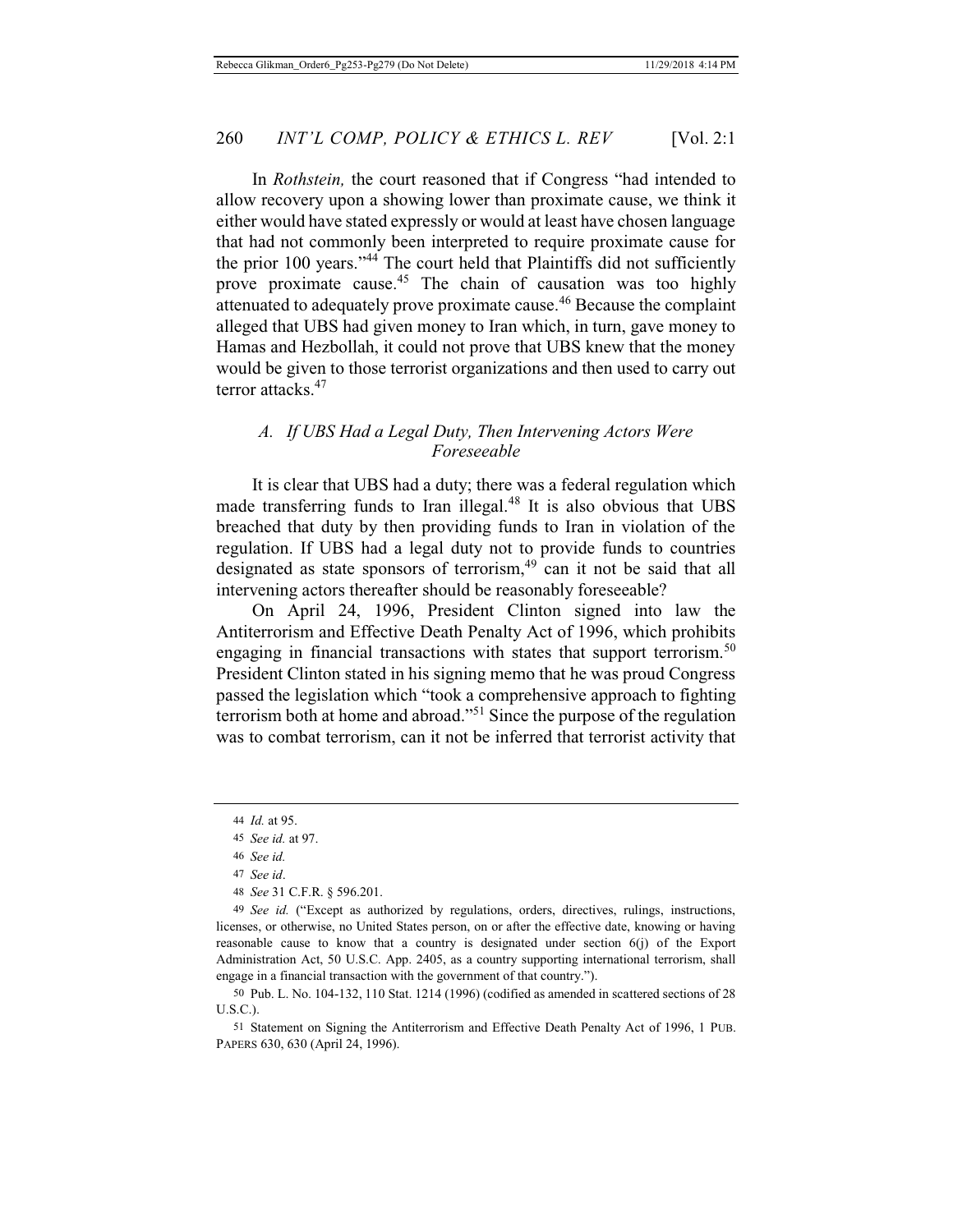In *Rothstein,* the court reasoned that if Congress "had intended to allow recovery upon a showing lower than proximate cause, we think it either would have stated expressly or would at least have chosen language that had not commonly been interpreted to require proximate cause for the prior 100 years."[44] The court held that Plaintiffs did not sufficiently prove proximate cause.[45] The chain of causation was too highly attenuated to adequately prove proximate cause.[46] Because the complaint alleged that UBS had given money to Iran which, in turn, gave money to Hamas and Hezbollah, it could not prove that UBS knew that the money would be given to those terrorist organizations and then used to carry out terror attacks.[47]

### *A. If UBS Had a Legal Duty, Then Intervening Actors Were Foreseeable*

It is clear that UBS had a duty; there was a federal regulation which made transferring funds to Iran illegal.[48] It is also obvious that UBS breached that duty by then providing funds to Iran in violation of the regulation. If UBS had a legal duty not to provide funds to countries designated as state sponsors of terrorism,[49] can it not be said that all intervening actors thereafter should be reasonably foreseeable?

On April 24, 1996, President Clinton signed into law the Antiterrorism and Effective Death Penalty Act of 1996, which prohibits engaging in financial transactions with states that support terrorism.[50] President Clinton stated in his signing memo that he was proud Congress passed the legislation which "took a comprehensive approach to fighting terrorism both at home and abroad."[51] Since the purpose of the regulation was to combat terrorism, can it not be inferred that terrorist activity that

---

44 *Id.* at 95.

45 *See id.* at 97.

46 *See id.*

47 *See id*.

48 *See* 31 C.F.R. § 596.201.

49 *See id.* ("Except as authorized by regulations, orders, directives, rulings, instructions, licenses, or otherwise, no United States person, on or after the effective date, knowing or having reasonable cause to know that a country is designated under section 6(j) of the Export Administration Act, 50 U.S.C. App. 2405, as a country supporting international terrorism, shall engage in a financial transaction with the government of that country.").

50 Pub. L. No. 104-132, 110 Stat. 1214 (1996) (codified as amended in scattered sections of 28 U.S.C.).

51 Statement on Signing the Antiterrorism and Effective Death Penalty Act of 1996, 1 PUB. PAPERS 630, 630 (April 24, 1996).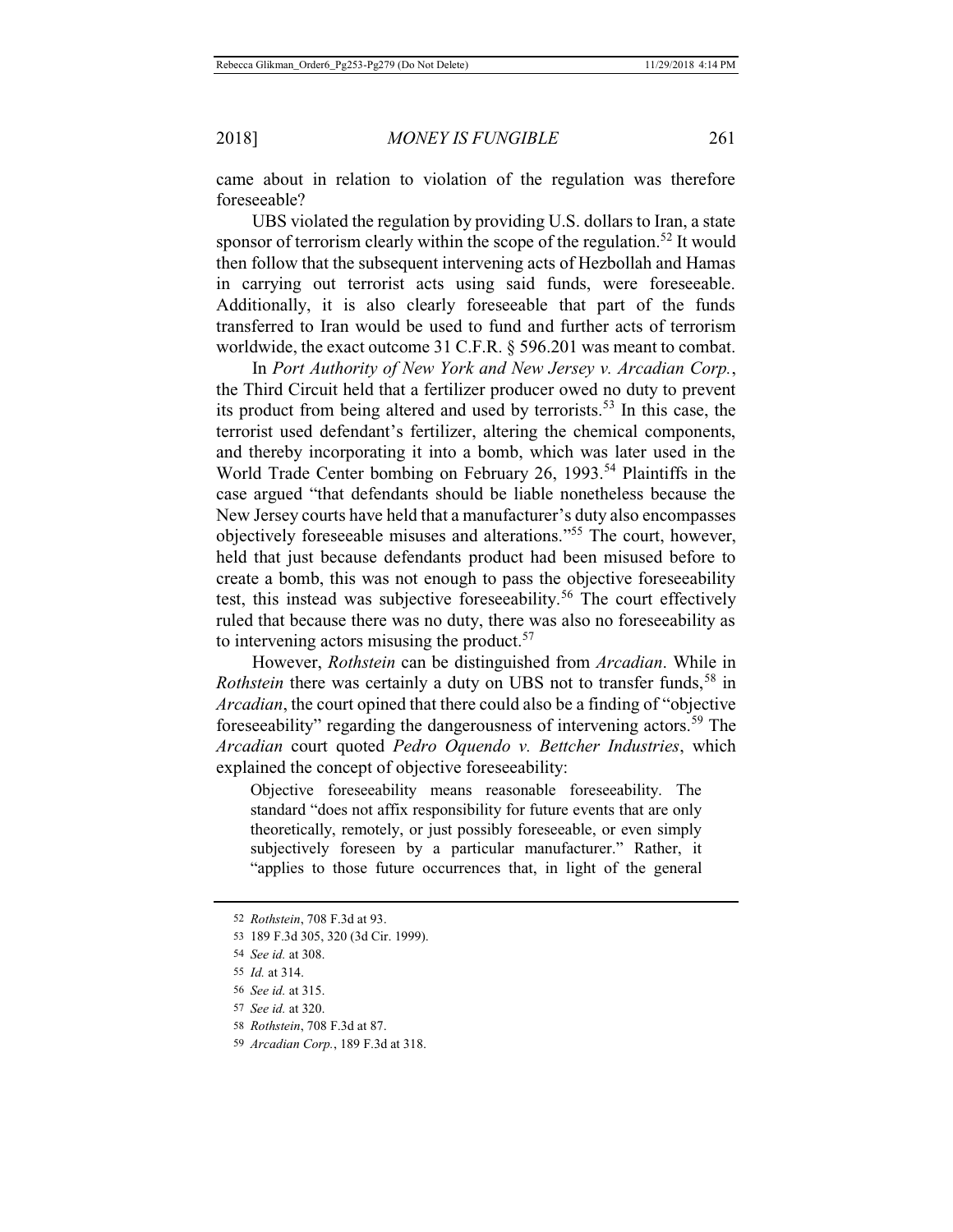came about in relation to violation of the regulation was therefore foreseeable?

UBS violated the regulation by providing U.S. dollars to Iran, a state sponsor of terrorism clearly within the scope of the regulation.[52] It would then follow that the subsequent intervening acts of Hezbollah and Hamas in carrying out terrorist acts using said funds, were foreseeable. Additionally, it is also clearly foreseeable that part of the funds transferred to Iran would be used to fund and further acts of terrorism worldwide, the exact outcome 31 C.F.R. § 596.201 was meant to combat.

In *Port Authority of New York and New Jersey v. Arcadian Corp.*, the Third Circuit held that a fertilizer producer owed no duty to prevent its product from being altered and used by terrorists.[53] In this case, the terrorist used defendant's fertilizer, altering the chemical components, and thereby incorporating it into a bomb, which was later used in the World Trade Center bombing on February 26, 1993.[54] Plaintiffs in the case argued "that defendants should be liable nonetheless because the New Jersey courts have held that a manufacturer's duty also encompasses objectively foreseeable misuses and alterations."[55] The court, however, held that just because defendants product had been misused before to create a bomb, this was not enough to pass the objective foreseeability test, this instead was subjective foreseeability.[56] The court effectively ruled that because there was no duty, there was also no foreseeability as to intervening actors misusing the product.[57]

However, *Rothstein* can be distinguished from *Arcadian*. While in *Rothstein* there was certainly a duty on UBS not to transfer funds,[58] in *Arcadian*, the court opined that there could also be a finding of "objective foreseeability" regarding the dangerousness of intervening actors.[59] The *Arcadian* court quoted *Pedro Oquendo v. Bettcher Industries*, which explained the concept of objective foreseeability:

> Objective foreseeability means reasonable foreseeability. The standard "does not affix responsibility for future events that are only theoretically, remotely, or just possibly foreseeable, or even simply subjectively foreseen by a particular manufacturer." Rather, it "applies to those future occurrences that, in light of the general

---

52 *Rothstein*, 708 F.3d at 93.

53 189 F.3d 305, 320 (3d Cir. 1999).

54 *See id.* at 308.

55 *Id.* at 314.

56 *See id.* at 315.

57 *See id.* at 320.

58 *Rothstein*, 708 F.3d at 87.

59 *Arcadian Corp.*, 189 F.3d at 318.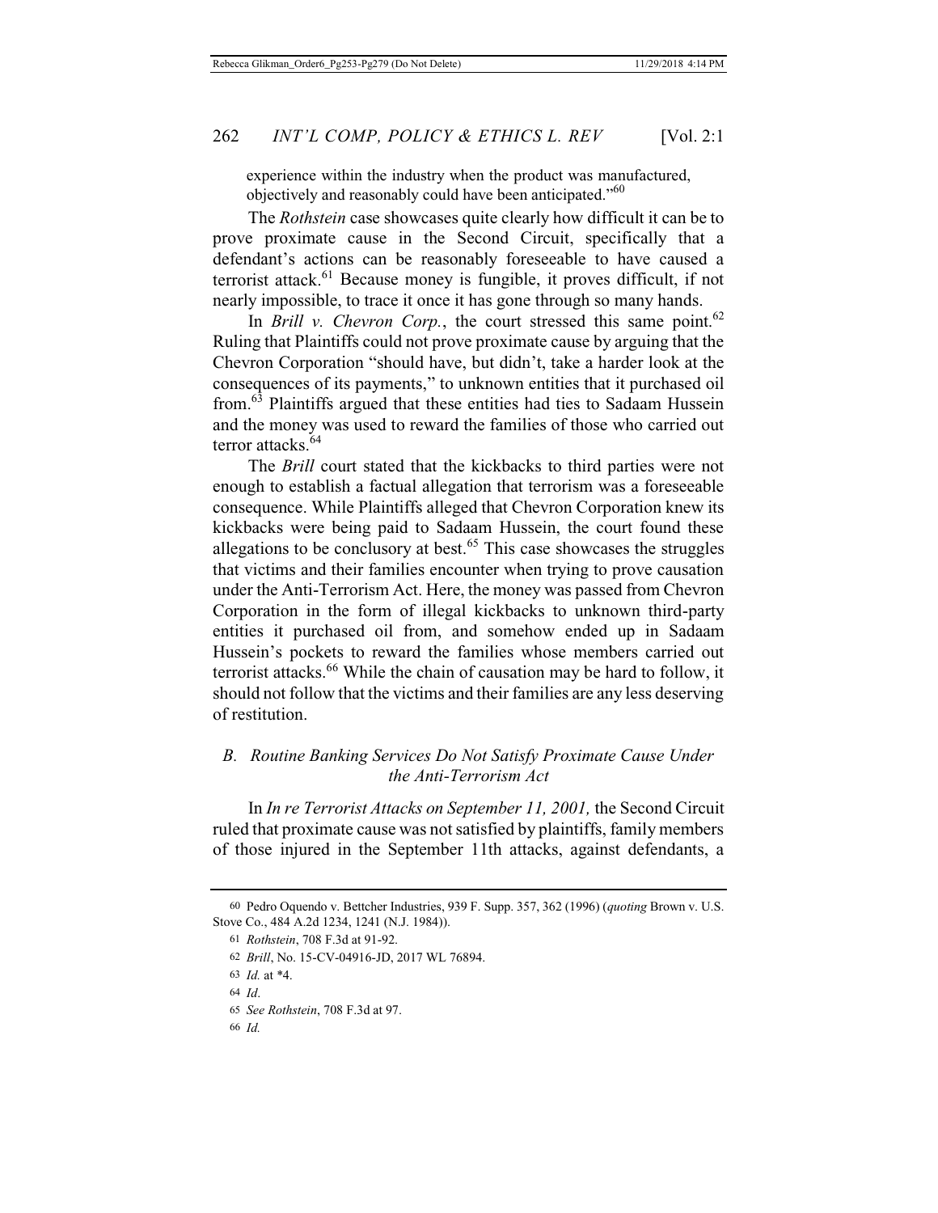experience within the industry when the product was manufactured, objectively and reasonably could have been anticipated."[60]

The *Rothstein* case showcases quite clearly how difficult it can be to prove proximate cause in the Second Circuit, specifically that a defendant's actions can be reasonably foreseeable to have caused a terrorist attack.[61] Because money is fungible, it proves difficult, if not nearly impossible, to trace it once it has gone through so many hands.

In *Brill v. Chevron Corp.*, the court stressed this same point.[62] Ruling that Plaintiffs could not prove proximate cause by arguing that the Chevron Corporation "should have, but didn't, take a harder look at the consequences of its payments," to unknown entities that it purchased oil from.[63] Plaintiffs argued that these entities had ties to Sadaam Hussein and the money was used to reward the families of those who carried out terror attacks.[64]

The *Brill* court stated that the kickbacks to third parties were not enough to establish a factual allegation that terrorism was a foreseeable consequence. While Plaintiffs alleged that Chevron Corporation knew its kickbacks were being paid to Sadaam Hussein, the court found these allegations to be conclusory at best.[65] This case showcases the struggles that victims and their families encounter when trying to prove causation under the Anti-Terrorism Act. Here, the money was passed from Chevron Corporation in the form of illegal kickbacks to unknown third-party entities it purchased oil from, and somehow ended up in Sadaam Hussein's pockets to reward the families whose members carried out terrorist attacks.[66] While the chain of causation may be hard to follow, it should not follow that the victims and their families are any less deserving of restitution.

### *B. Routine Banking Services Do Not Satisfy Proximate Cause Under the Anti-Terrorism Act*

In *In re Terrorist Attacks on September 11, 2001,* the Second Circuit ruled that proximate cause was not satisfied by plaintiffs, family members of those injured in the September 11th attacks, against defendants, a

---

60 Pedro Oquendo v. Bettcher Industries, 939 F. Supp. 357, 362 (1996) (*quoting* Brown v. U.S. Stove Co., 484 A.2d 1234, 1241 (N.J. 1984)).

61 *Rothstein*, 708 F.3d at 91-92.

62 *Brill*, No. 15-CV-04916-JD, 2017 WL 76894.

63 *Id.* at \*4.

64 *Id*.

65 *See Rothstein*, 708 F.3d at 97.

66 *Id.*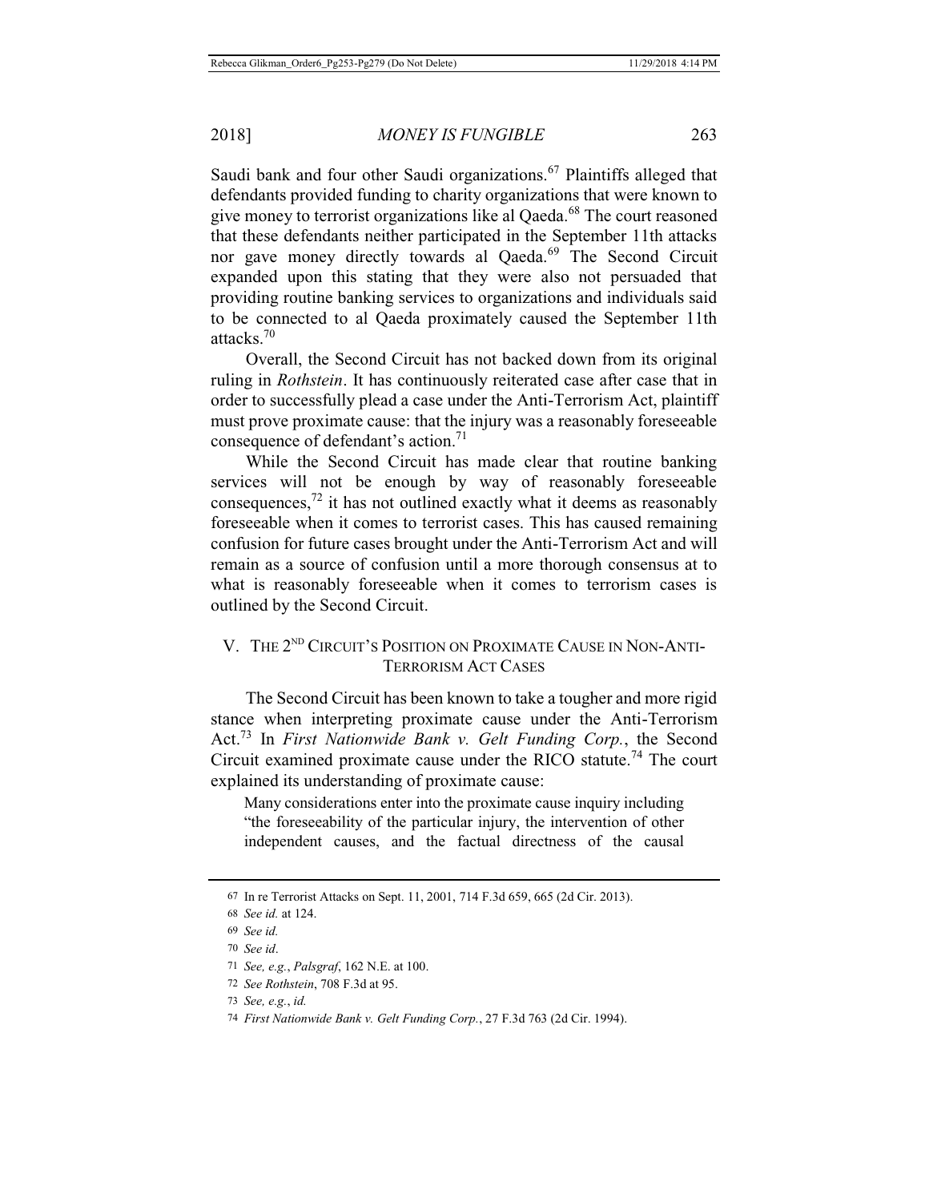Saudi bank and four other Saudi organizations.[67] Plaintiffs alleged that defendants provided funding to charity organizations that were known to give money to terrorist organizations like al Qaeda.[68] The court reasoned that these defendants neither participated in the September 11th attacks nor gave money directly towards al Qaeda.[69] The Second Circuit expanded upon this stating that they were also not persuaded that providing routine banking services to organizations and individuals said to be connected to al Qaeda proximately caused the September 11th attacks.[70]

Overall, the Second Circuit has not backed down from its original ruling in *Rothstein*. It has continuously reiterated case after case that in order to successfully plead a case under the Anti-Terrorism Act, plaintiff must prove proximate cause: that the injury was a reasonably foreseeable consequence of defendant's action.[71]

While the Second Circuit has made clear that routine banking services will not be enough by way of reasonably foreseeable consequences,[72] it has not outlined exactly what it deems as reasonably foreseeable when it comes to terrorist cases. This has caused remaining confusion for future cases brought under the Anti-Terrorism Act and will remain as a source of confusion until a more thorough consensus at to what is reasonably foreseeable when it comes to terrorism cases is outlined by the Second Circuit.

## V. THE 2ND CIRCUIT'S POSITION ON PROXIMATE CAUSE IN NON-ANTI-TERRORISM ACT CASES

The Second Circuit has been known to take a tougher and more rigid stance when interpreting proximate cause under the Anti-Terrorism Act.[73] In *First Nationwide Bank v. Gelt Funding Corp.*, the Second Circuit examined proximate cause under the RICO statute.[74] The court explained its understanding of proximate cause:

> Many considerations enter into the proximate cause inquiry including "the foreseeability of the particular injury, the intervention of other independent causes, and the factual directness of the causal

---

67 In re Terrorist Attacks on Sept. 11, 2001, 714 F.3d 659, 665 (2d Cir. 2013).

68 *See id.* at 124.

69 *See id.*

70 *See id*.

71 *See, e.g.*, *Palsgraf*, 162 N.E. at 100.

72 *See Rothstein*, 708 F.3d at 95.

73 *See, e.g.*, *id.*

74 *First Nationwide Bank v. Gelt Funding Corp.*, 27 F.3d 763 (2d Cir. 1994).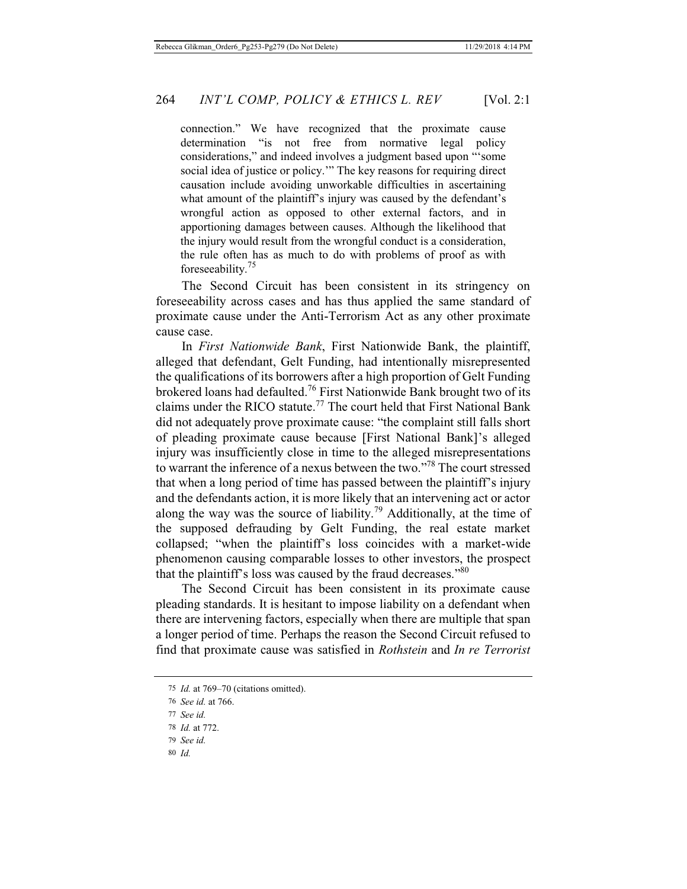> connection." We have recognized that the proximate cause determination "is not free from normative legal policy considerations," and indeed involves a judgment based upon "'some social idea of justice or policy.'" The key reasons for requiring direct causation include avoiding unworkable difficulties in ascertaining what amount of the plaintiff's injury was caused by the defendant's wrongful action as opposed to other external factors, and in apportioning damages between causes. Although the likelihood that the injury would result from the wrongful conduct is a consideration, the rule often has as much to do with problems of proof as with foreseeability.[75]

The Second Circuit has been consistent in its stringency on foreseeability across cases and has thus applied the same standard of proximate cause under the Anti-Terrorism Act as any other proximate cause case.

In *First Nationwide Bank*, First Nationwide Bank, the plaintiff, alleged that defendant, Gelt Funding, had intentionally misrepresented the qualifications of its borrowers after a high proportion of Gelt Funding brokered loans had defaulted.[76] First Nationwide Bank brought two of its claims under the RICO statute.[77] The court held that First National Bank did not adequately prove proximate cause: "the complaint still falls short of pleading proximate cause because [First National Bank]'s alleged injury was insufficiently close in time to the alleged misrepresentations to warrant the inference of a nexus between the two."[78] The court stressed that when a long period of time has passed between the plaintiff's injury and the defendants action, it is more likely that an intervening act or actor along the way was the source of liability.[79] Additionally, at the time of the supposed defrauding by Gelt Funding, the real estate market collapsed; "when the plaintiff's loss coincides with a market-wide phenomenon causing comparable losses to other investors, the prospect that the plaintiff's loss was caused by the fraud decreases."[80]

The Second Circuit has been consistent in its proximate cause pleading standards. It is hesitant to impose liability on a defendant when there are intervening factors, especially when there are multiple that span a longer period of time. Perhaps the reason the Second Circuit refused to find that proximate cause was satisfied in *Rothstein* and *In re Terrorist*

---

[75] *Id.* at 769–70 (citations omitted).

[76] *See id.* at 766.

[77] *See id.*

[78] *Id.* at 772.

[79] *See id.*

[80] *Id.*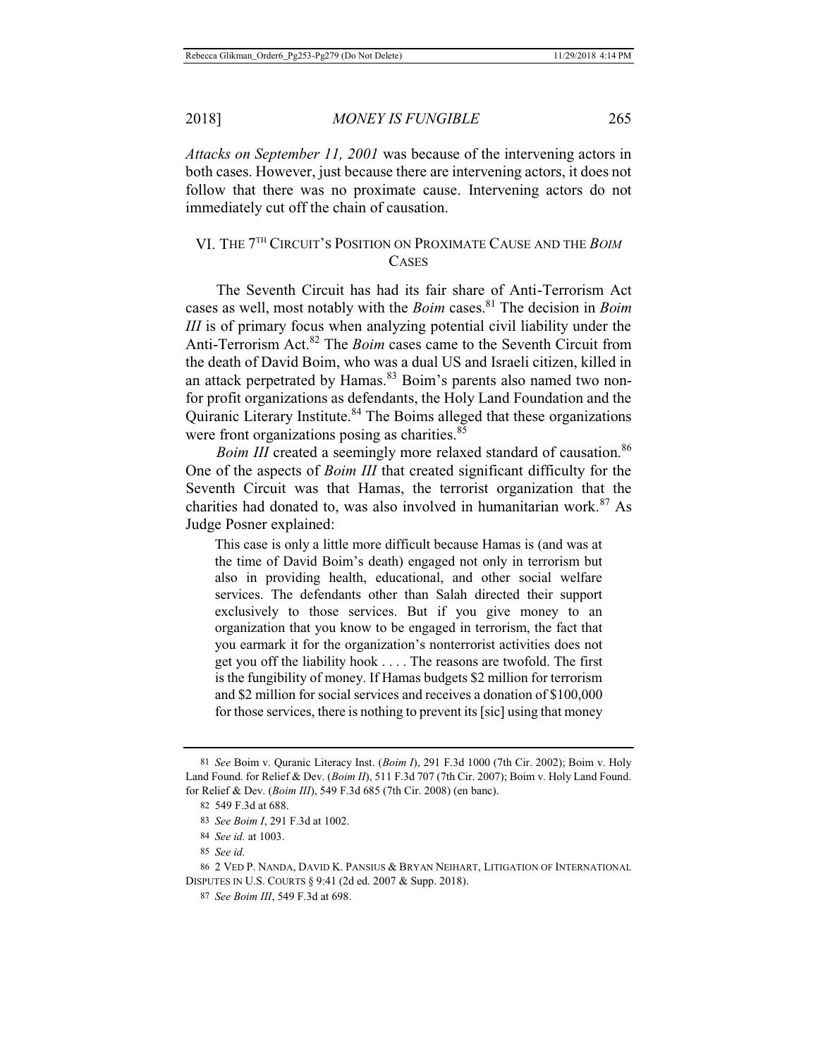*Attacks on September 11, 2001* was because of the intervening actors in both cases. However, just because there are intervening actors, it does not follow that there was no proximate cause. Intervening actors do not immediately cut off the chain of causation.

## VI. THE 7TH CIRCUIT'S POSITION ON PROXIMATE CAUSE AND THE *BOIM* CASES

The Seventh Circuit has had its fair share of Anti-Terrorism Act cases as well, most notably with the *Boim* cases.[81] The decision in *Boim III* is of primary focus when analyzing potential civil liability under the Anti-Terrorism Act.[82] The *Boim* cases came to the Seventh Circuit from the death of David Boim, who was a dual US and Israeli citizen, killed in an attack perpetrated by Hamas.[83] Boim's parents also named two non-for profit organizations as defendants, the Holy Land Foundation and the Quiranic Literary Institute.[84] The Boims alleged that these organizations were front organizations posing as charities.[85]

*Boim III* created a seemingly more relaxed standard of causation.[86] One of the aspects of *Boim III* that created significant difficulty for the Seventh Circuit was that Hamas, the terrorist organization that the charities had donated to, was also involved in humanitarian work.[87] As Judge Posner explained:

> This case is only a little more difficult because Hamas is (and was at the time of David Boim's death) engaged not only in terrorism but also in providing health, educational, and other social welfare services. The defendants other than Salah directed their support exclusively to those services. But if you give money to an organization that you know to be engaged in terrorism, the fact that you earmark it for the organization's nonterrorist activities does not get you off the liability hook . . . . The reasons are twofold. The first is the fungibility of money. If Hamas budgets $2 million for terrorism and $2 million for social services and receives a donation of $100,000 for those services, there is nothing to prevent its [sic] using that money

---

81 *See* Boim v. Quranic Literacy Inst. (*Boim I*), 291 F.3d 1000 (7th Cir. 2002); Boim v. Holy Land Found. for Relief & Dev. (*Boim II*), 511 F.3d 707 (7th Cir. 2007); Boim v. Holy Land Found. for Relief & Dev. (*Boim III*), 549 F.3d 685 (7th Cir. 2008) (en banc).

82 549 F.3d at 688.

83 *See Boim I*, 291 F.3d at 1002.

84 *See id.* at 1003.

85 *See id.*

86 2 VED P. NANDA, DAVID K. PANSIUS & BRYAN NEIHART, LITIGATION OF INTERNATIONAL DISPUTES IN U.S. COURTS § 9:41 (2d ed. 2007 & Supp. 2018).

87 *See Boim III*, 549 F.3d at 698.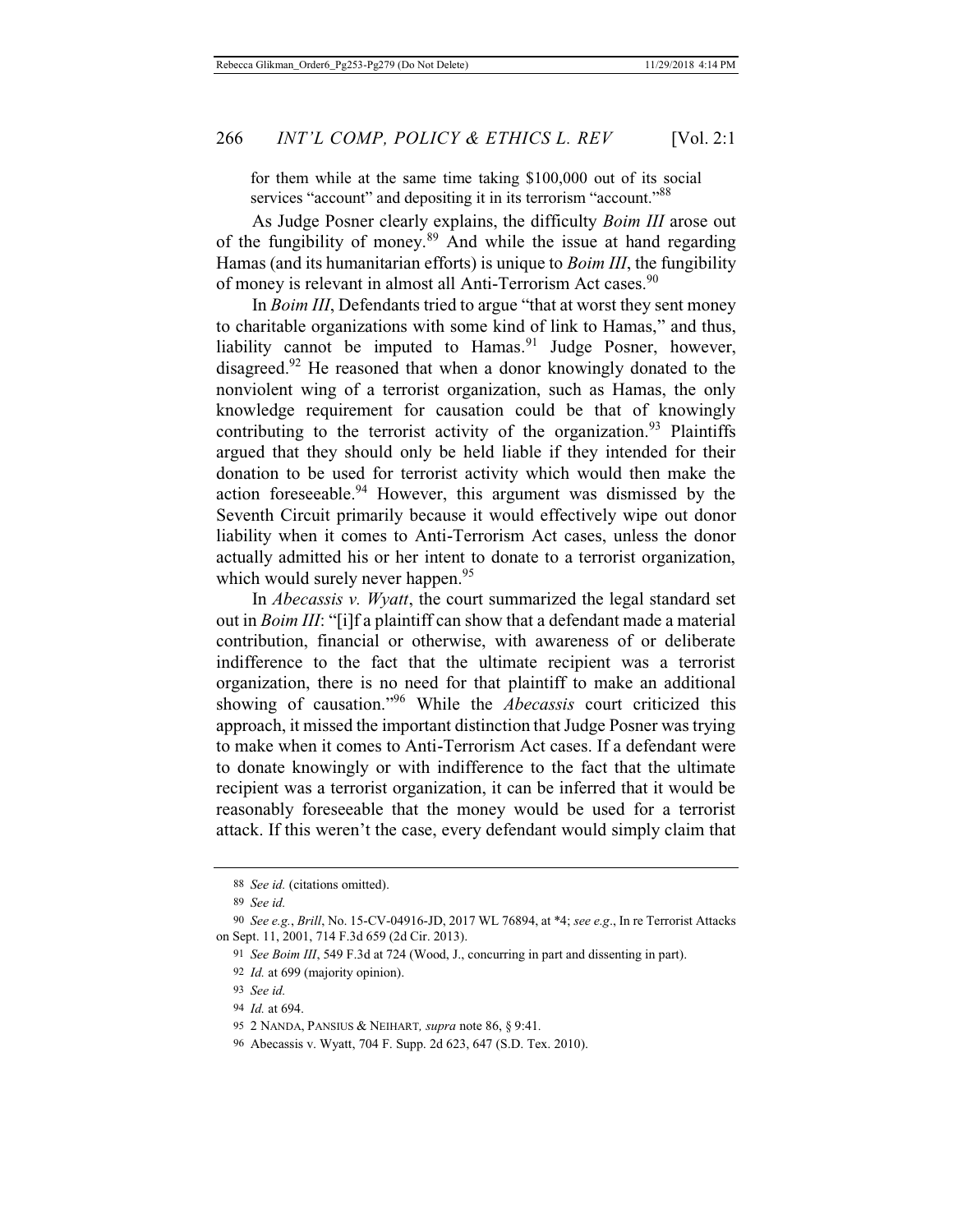for them while at the same time taking $100,000 out of its social services "account" and depositing it in its terrorism "account."[88]

As Judge Posner clearly explains, the difficulty *Boim III* arose out of the fungibility of money.[89] And while the issue at hand regarding Hamas (and its humanitarian efforts) is unique to *Boim III*, the fungibility of money is relevant in almost all Anti-Terrorism Act cases.[90]

In *Boim III*, Defendants tried to argue "that at worst they sent money to charitable organizations with some kind of link to Hamas," and thus, liability cannot be imputed to Hamas.[91] Judge Posner, however, disagreed.[92] He reasoned that when a donor knowingly donated to the nonviolent wing of a terrorist organization, such as Hamas, the only knowledge requirement for causation could be that of knowingly contributing to the terrorist activity of the organization.[93] Plaintiffs argued that they should only be held liable if they intended for their donation to be used for terrorist activity which would then make the action foreseeable.[94] However, this argument was dismissed by the Seventh Circuit primarily because it would effectively wipe out donor liability when it comes to Anti-Terrorism Act cases, unless the donor actually admitted his or her intent to donate to a terrorist organization, which would surely never happen.[95]

In *Abecassis v. Wyatt*, the court summarized the legal standard set out in *Boim III*: "[i]f a plaintiff can show that a defendant made a material contribution, financial or otherwise, with awareness of or deliberate indifference to the fact that the ultimate recipient was a terrorist organization, there is no need for that plaintiff to make an additional showing of causation."[96] While the *Abecassis* court criticized this approach, it missed the important distinction that Judge Posner was trying to make when it comes to Anti-Terrorism Act cases. If a defendant were to donate knowingly or with indifference to the fact that the ultimate recipient was a terrorist organization, it can be inferred that it would be reasonably foreseeable that the money would be used for a terrorist attack. If this weren't the case, every defendant would simply claim that

---

88 *See id.* (citations omitted).

89 *See id.*

90 *See e.g.*, *Brill*, No. 15-CV-04916-JD, 2017 WL 76894, at *4; *see e.g*., In re Terrorist Attacks on Sept. 11, 2001, 714 F.3d 659 (2d Cir. 2013).

91 *See Boim III*, 549 F.3d at 724 (Wood, J., concurring in part and dissenting in part).

92 *Id.* at 699 (majority opinion).

93 *See id.*

94 *Id.* at 694.

95 2 NANDA, PANSIUS & NEIHART*, supra* note 86, § 9:41.

96 Abecassis v. Wyatt, 704 F. Supp. 2d 623, 647 (S.D. Tex. 2010).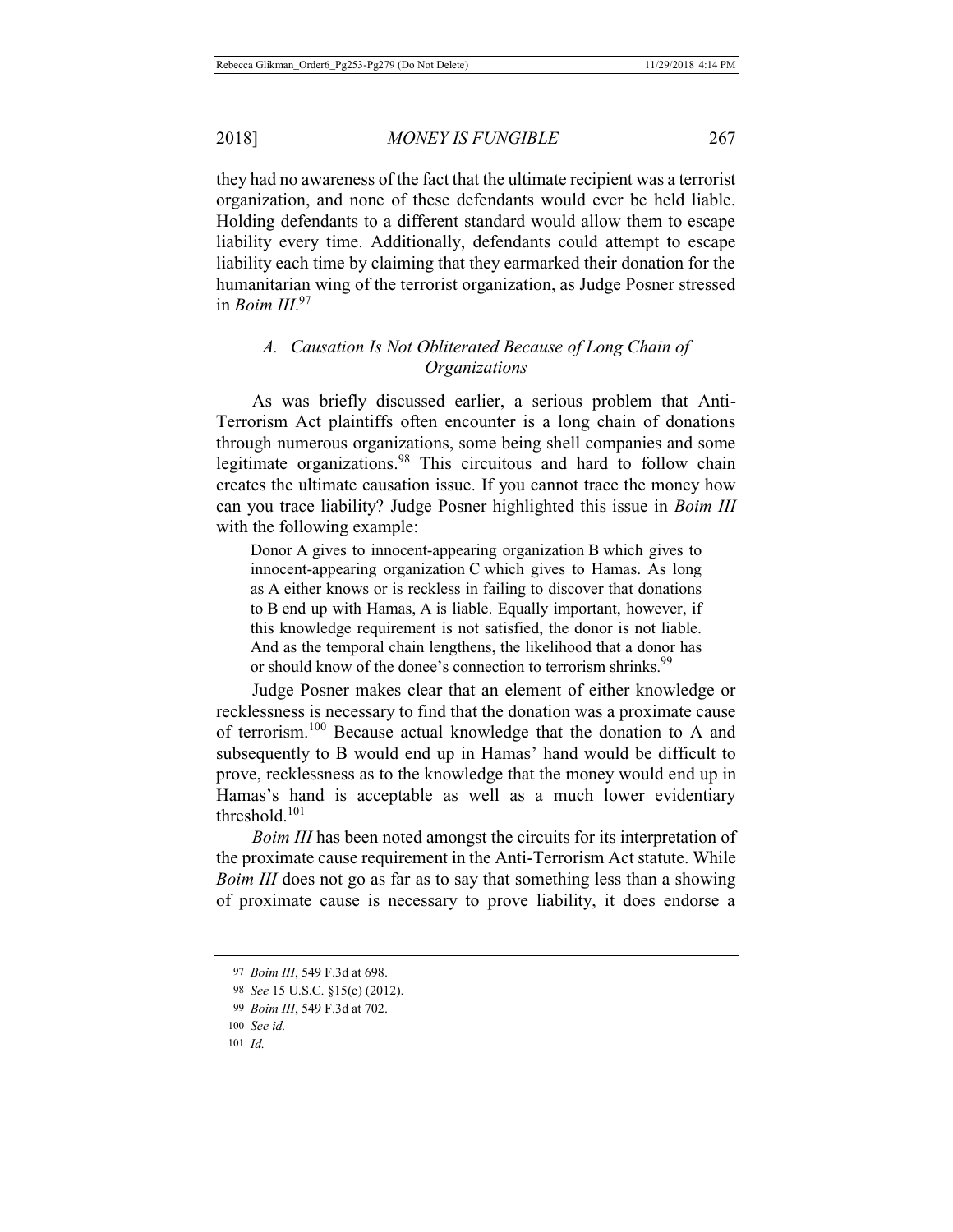they had no awareness of the fact that the ultimate recipient was a terrorist organization, and none of these defendants would ever be held liable. Holding defendants to a different standard would allow them to escape liability every time. Additionally, defendants could attempt to escape liability each time by claiming that they earmarked their donation for the humanitarian wing of the terrorist organization, as Judge Posner stressed in *Boim III*.[97]

### *A. Causation Is Not Obliterated Because of Long Chain of Organizations*

As was briefly discussed earlier, a serious problem that Anti-Terrorism Act plaintiffs often encounter is a long chain of donations through numerous organizations, some being shell companies and some legitimate organizations.[98] This circuitous and hard to follow chain creates the ultimate causation issue. If you cannot trace the money how can you trace liability? Judge Posner highlighted this issue in *Boim III* with the following example:

> Donor A gives to innocent-appearing organization B which gives to innocent-appearing organization C which gives to Hamas. As long as A either knows or is reckless in failing to discover that donations to B end up with Hamas, A is liable. Equally important, however, if this knowledge requirement is not satisfied, the donor is not liable. And as the temporal chain lengthens, the likelihood that a donor has or should know of the donee's connection to terrorism shrinks.[99]

Judge Posner makes clear that an element of either knowledge or recklessness is necessary to find that the donation was a proximate cause of terrorism.[100] Because actual knowledge that the donation to A and subsequently to B would end up in Hamas' hand would be difficult to prove, recklessness as to the knowledge that the money would end up in Hamas's hand is acceptable as well as a much lower evidentiary threshold.[101]

*Boim III* has been noted amongst the circuits for its interpretation of the proximate cause requirement in the Anti-Terrorism Act statute. While *Boim III* does not go as far as to say that something less than a showing of proximate cause is necessary to prove liability, it does endorse a

---

97 *Boim III*, 549 F.3d at 698.

98 *See* 15 U.S.C. §15(c) (2012).

99 *Boim III*, 549 F.3d at 702.

100 *See id.*

101 *Id.*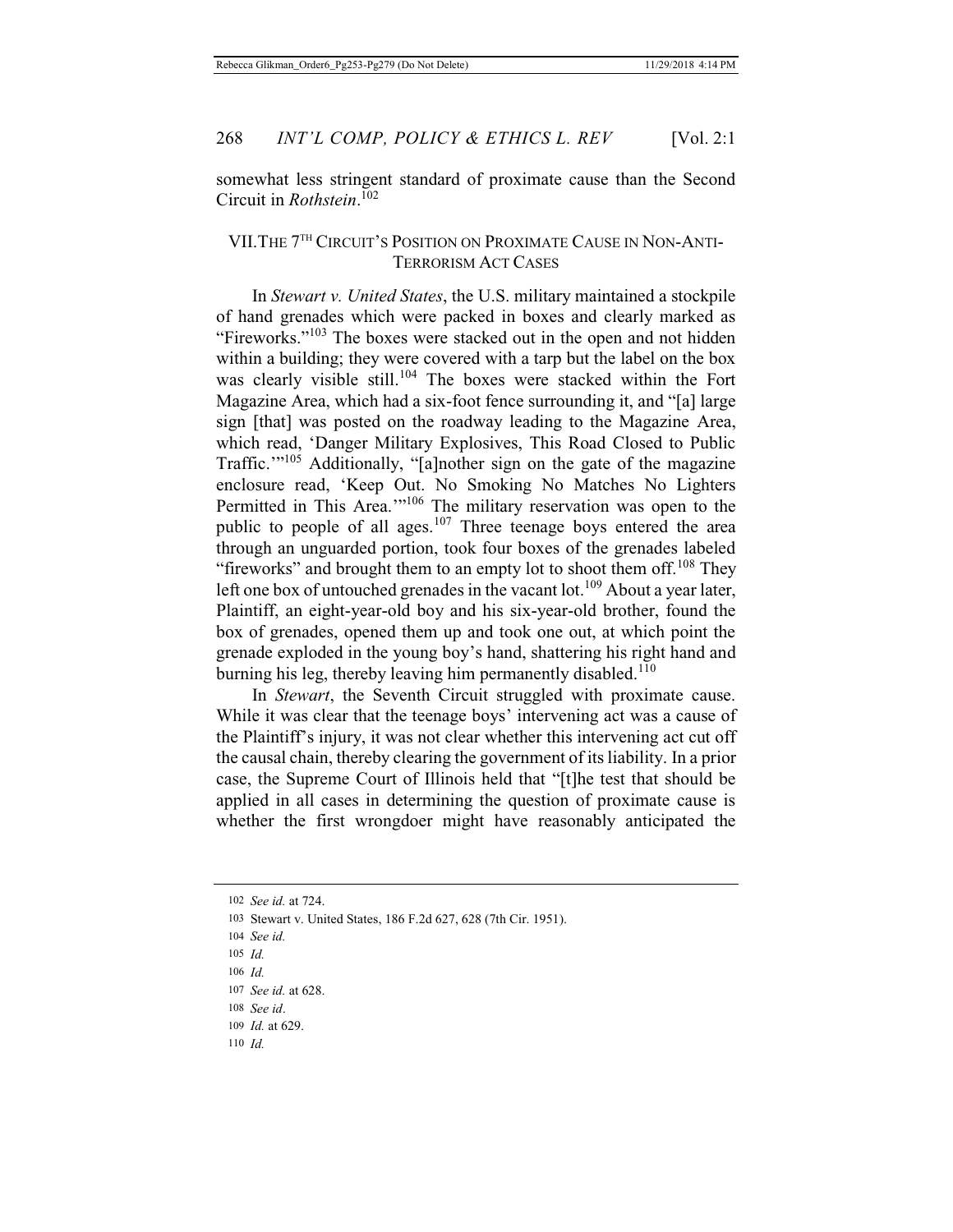somewhat less stringent standard of proximate cause than the Second Circuit in *Rothstein*.[102]

## VII. THE 7TH CIRCUIT'S POSITION ON PROXIMATE CAUSE IN NON-ANTI-TERRORISM ACT CASES

In *Stewart v. United States*, the U.S. military maintained a stockpile of hand grenades which were packed in boxes and clearly marked as "Fireworks."[103] The boxes were stacked out in the open and not hidden within a building; they were covered with a tarp but the label on the box was clearly visible still.[104] The boxes were stacked within the Fort Magazine Area, which had a six-foot fence surrounding it, and "[a] large sign [that] was posted on the roadway leading to the Magazine Area, which read, 'Danger Military Explosives, This Road Closed to Public Traffic.'"[105] Additionally, "[a]nother sign on the gate of the magazine enclosure read, 'Keep Out. No Smoking No Matches No Lighters Permitted in This Area.'"[106] The military reservation was open to the public to people of all ages.[107] Three teenage boys entered the area through an unguarded portion, took four boxes of the grenades labeled "fireworks" and brought them to an empty lot to shoot them off.[108] They left one box of untouched grenades in the vacant lot.[109] About a year later, Plaintiff, an eight-year-old boy and his six-year-old brother, found the box of grenades, opened them up and took one out, at which point the grenade exploded in the young boy's hand, shattering his right hand and burning his leg, thereby leaving him permanently disabled.[110]

In *Stewart*, the Seventh Circuit struggled with proximate cause. While it was clear that the teenage boys' intervening act was a cause of the Plaintiff's injury, it was not clear whether this intervening act cut off the causal chain, thereby clearing the government of its liability. In a prior case, the Supreme Court of Illinois held that "[t]he test that should be applied in all cases in determining the question of proximate cause is whether the first wrongdoer might have reasonably anticipated the

---

102 *See id.* at 724.

103 Stewart v. United States, 186 F.2d 627, 628 (7th Cir. 1951).

104 *See id.*

105 *Id.*

106 *Id.*

107 *See id.* at 628.

108 *See id*.

109 *Id.* at 629.

110 *Id.*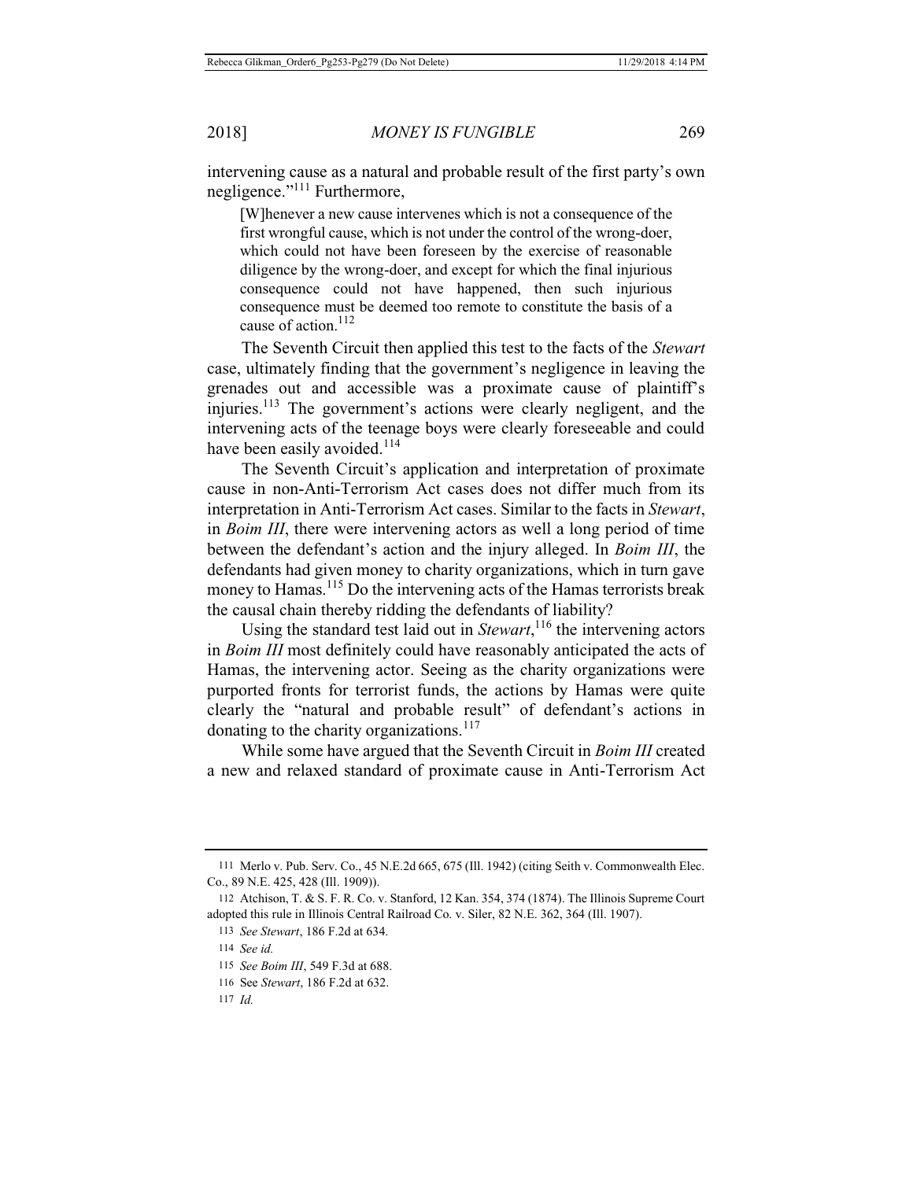intervening cause as a natural and probable result of the first party's own negligence."[111] Furthermore,

> [W]henever a new cause intervenes which is not a consequence of the first wrongful cause, which is not under the control of the wrong-doer, which could not have been foreseen by the exercise of reasonable diligence by the wrong-doer, and except for which the final injurious consequence could not have happened, then such injurious consequence must be deemed too remote to constitute the basis of a cause of action.[112]

The Seventh Circuit then applied this test to the facts of the *Stewart* case, ultimately finding that the government's negligence in leaving the grenades out and accessible was a proximate cause of plaintiff's injuries.[113] The government's actions were clearly negligent, and the intervening acts of the teenage boys were clearly foreseeable and could have been easily avoided.[114]

The Seventh Circuit's application and interpretation of proximate cause in non-Anti-Terrorism Act cases does not differ much from its interpretation in Anti-Terrorism Act cases. Similar to the facts in *Stewart*, in *Boim III*, there were intervening actors as well a long period of time between the defendant's action and the injury alleged. In *Boim III*, the defendants had given money to charity organizations, which in turn gave money to Hamas.[115] Do the intervening acts of the Hamas terrorists break the causal chain thereby ridding the defendants of liability?

Using the standard test laid out in *Stewart*,[116] the intervening actors in *Boim III* most definitely could have reasonably anticipated the acts of Hamas, the intervening actor. Seeing as the charity organizations were purported fronts for terrorist funds, the actions by Hamas were quite clearly the "natural and probable result" of defendant's actions in donating to the charity organizations.[117]

While some have argued that the Seventh Circuit in *Boim III* created a new and relaxed standard of proximate cause in Anti-Terrorism Act

---

111 Merlo v. Pub. Serv. Co., 45 N.E.2d 665, 675 (Ill. 1942) (citing Seith v. Commonwealth Elec. Co., 89 N.E. 425, 428 (Ill. 1909)).

112 Atchison, T. & S. F. R. Co. v. Stanford, 12 Kan. 354, 374 (1874). The Illinois Supreme Court adopted this rule in Illinois Central Railroad Co. v. Siler, 82 N.E. 362, 364 (Ill. 1907).

113 *See Stewart*, 186 F.2d at 634.

114 *See id.*

115 *See Boim III*, 549 F.3d at 688.

116 See *Stewart*, 186 F.2d at 632.

117 *Id.*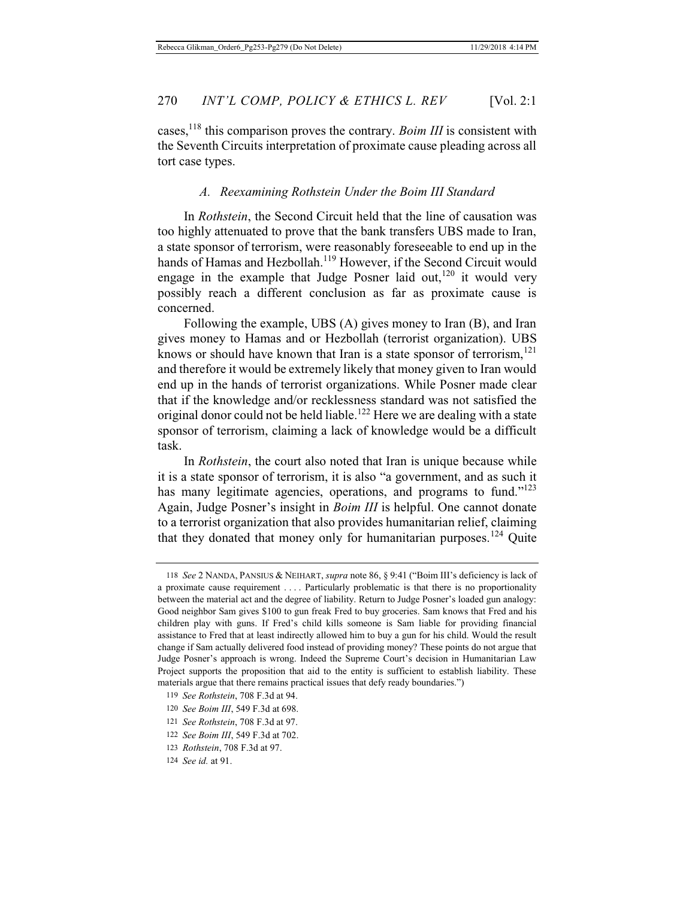cases,[118] this comparison proves the contrary. *Boim III* is consistent with the Seventh Circuits interpretation of proximate cause pleading across all tort case types.

### *A. Reexamining Rothstein Under the Boim III Standard*

In *Rothstein*, the Second Circuit held that the line of causation was too highly attenuated to prove that the bank transfers UBS made to Iran, a state sponsor of terrorism, were reasonably foreseeable to end up in the hands of Hamas and Hezbollah.[119] However, if the Second Circuit would engage in the example that Judge Posner laid out,[120] it would very possibly reach a different conclusion as far as proximate cause is concerned.

Following the example, UBS (A) gives money to Iran (B), and Iran gives money to Hamas and or Hezbollah (terrorist organization). UBS knows or should have known that Iran is a state sponsor of terrorism,[121] and therefore it would be extremely likely that money given to Iran would end up in the hands of terrorist organizations. While Posner made clear that if the knowledge and/or recklessness standard was not satisfied the original donor could not be held liable.[122] Here we are dealing with a state sponsor of terrorism, claiming a lack of knowledge would be a difficult task.

In *Rothstein*, the court also noted that Iran is unique because while it is a state sponsor of terrorism, it is also "a government, and as such it has many legitimate agencies, operations, and programs to fund."[123] Again, Judge Posner's insight in *Boim III* is helpful. One cannot donate to a terrorist organization that also provides humanitarian relief, claiming that they donated that money only for humanitarian purposes.[124] Quite

---

118 *See* 2 NANDA, PANSIUS & NEIHART, *supra* note 86, § 9:41 ("Boim III's deficiency is lack of a proximate cause requirement . . . . Particularly problematic is that there is no proportionality between the material act and the degree of liability. Return to Judge Posner's loaded gun analogy: Good neighbor Sam gives $100 to gun freak Fred to buy groceries. Sam knows that Fred and his children play with guns. If Fred's child kills someone is Sam liable for providing financial assistance to Fred that at least indirectly allowed him to buy a gun for his child. Would the result change if Sam actually delivered food instead of providing money? These points do not argue that Judge Posner's approach is wrong. Indeed the Supreme Court's decision in Humanitarian Law Project supports the proposition that aid to the entity is sufficient to establish liability. These materials argue that there remains practical issues that defy ready boundaries.")

119 *See Rothstein*, 708 F.3d at 94.

120 *See Boim III*, 549 F.3d at 698.

121 *See Rothstein*, 708 F.3d at 97.

122 *See Boim III*, 549 F.3d at 702.

123 *Rothstein*, 708 F.3d at 97.

124 *See id.* at 91.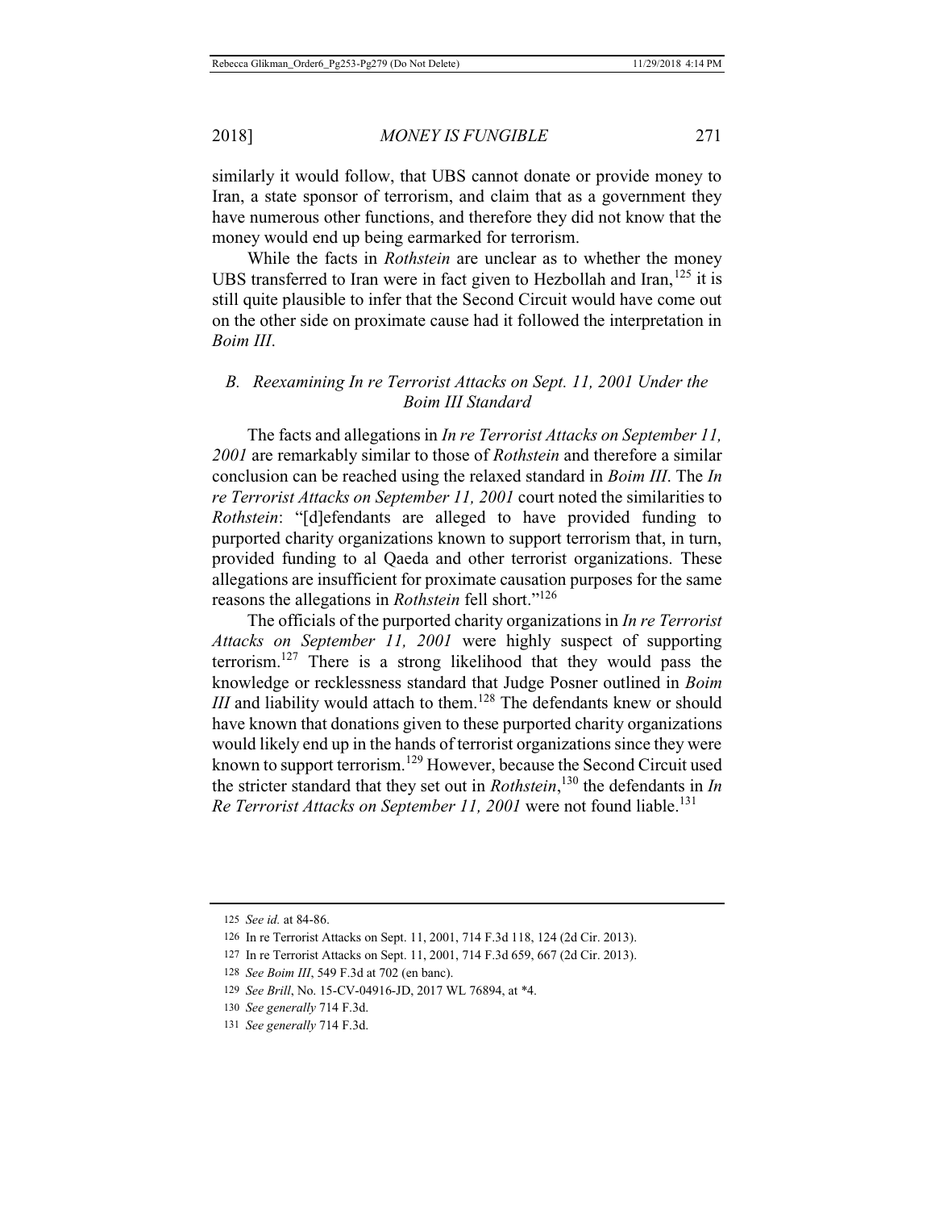similarly it would follow, that UBS cannot donate or provide money to Iran, a state sponsor of terrorism, and claim that as a government they have numerous other functions, and therefore they did not know that the money would end up being earmarked for terrorism.

While the facts in *Rothstein* are unclear as to whether the money UBS transferred to Iran were in fact given to Hezbollah and Iran,[125] it is still quite plausible to infer that the Second Circuit would have come out on the other side on proximate cause had it followed the interpretation in *Boim III*.

### B. *Reexamining In re Terrorist Attacks on Sept. 11, 2001 Under the Boim III Standard*

The facts and allegations in *In re Terrorist Attacks on September 11, 2001* are remarkably similar to those of *Rothstein* and therefore a similar conclusion can be reached using the relaxed standard in *Boim III*. The *In re Terrorist Attacks on September 11, 2001* court noted the similarities to *Rothstein*: "[d]efendants are alleged to have provided funding to purported charity organizations known to support terrorism that, in turn, provided funding to al Qaeda and other terrorist organizations. These allegations are insufficient for proximate causation purposes for the same reasons the allegations in *Rothstein* fell short."[126]

The officials of the purported charity organizations in *In re Terrorist Attacks on September 11, 2001* were highly suspect of supporting terrorism.[127] There is a strong likelihood that they would pass the knowledge or recklessness standard that Judge Posner outlined in *Boim III* and liability would attach to them.[128] The defendants knew or should have known that donations given to these purported charity organizations would likely end up in the hands of terrorist organizations since they were known to support terrorism.[129] However, because the Second Circuit used the stricter standard that they set out in *Rothstein*,[130] the defendants in *In Re Terrorist Attacks on September 11, 2001* were not found liable.[131]

---

125 *See id.* at 84-86.

126 In re Terrorist Attacks on Sept. 11, 2001, 714 F.3d 118, 124 (2d Cir. 2013).

127 In re Terrorist Attacks on Sept. 11, 2001, 714 F.3d 659, 667 (2d Cir. 2013).

128 *See Boim III*, 549 F.3d at 702 (en banc).

129 *See Brill*, No. 15-CV-04916-JD, 2017 WL 76894, at *4.

130 *See generally* 714 F.3d.

131 *See generally* 714 F.3d.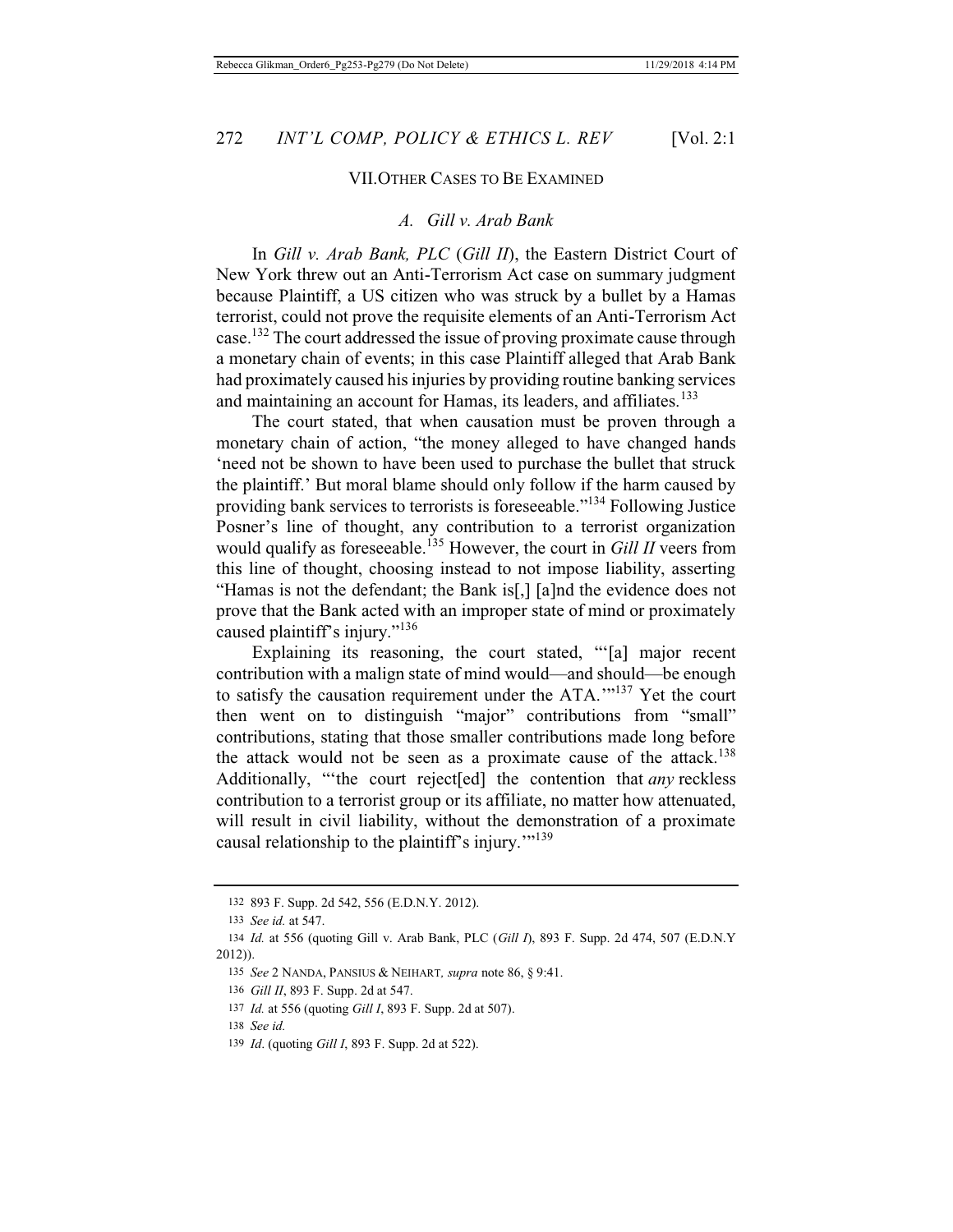## VII. Other Cases to Be Examined

### *A. Gill v. Arab Bank*

In *Gill v. Arab Bank, PLC* (*Gill II*), the Eastern District Court of New York threw out an Anti-Terrorism Act case on summary judgment because Plaintiff, a US citizen who was struck by a bullet by a Hamas terrorist, could not prove the requisite elements of an Anti-Terrorism Act case.[132] The court addressed the issue of proving proximate cause through a monetary chain of events; in this case Plaintiff alleged that Arab Bank had proximately caused his injuries by providing routine banking services and maintaining an account for Hamas, its leaders, and affiliates.[133]

The court stated, that when causation must be proven through a monetary chain of action, "the money alleged to have changed hands 'need not be shown to have been used to purchase the bullet that struck the plaintiff.' But moral blame should only follow if the harm caused by providing bank services to terrorists is foreseeable."[134] Following Justice Posner's line of thought, any contribution to a terrorist organization would qualify as foreseeable.[135] However, the court in *Gill II* veers from this line of thought, choosing instead to not impose liability, asserting "Hamas is not the defendant; the Bank is[,] [a]nd the evidence does not prove that the Bank acted with an improper state of mind or proximately caused plaintiff's injury."[136]

Explaining its reasoning, the court stated, "'[a] major recent contribution with a malign state of mind would—and should—be enough to satisfy the causation requirement under the ATA.'"[137] Yet the court then went on to distinguish "major" contributions from "small" contributions, stating that those smaller contributions made long before the attack would not be seen as a proximate cause of the attack.[138] Additionally, "'the court reject[ed] the contention that *any* reckless contribution to a terrorist group or its affiliate, no matter how attenuated, will result in civil liability, without the demonstration of a proximate causal relationship to the plaintiff's injury.'"[139]

---

132 893 F. Supp. 2d 542, 556 (E.D.N.Y. 2012).

133 *See id.* at 547.

134 *Id.* at 556 (quoting Gill v. Arab Bank, PLC (*Gill I*), 893 F. Supp. 2d 474, 507 (E.D.N.Y 2012)).

135 *See* 2 Nanda, Pansius & Neihart, *supra* note 86, § 9:41.

136 *Gill II*, 893 F. Supp. 2d at 547.

137 *Id.* at 556 (quoting *Gill I*, 893 F. Supp. 2d at 507).

138 *See id.*

139 *Id.* (quoting *Gill I*, 893 F. Supp. 2d at 522).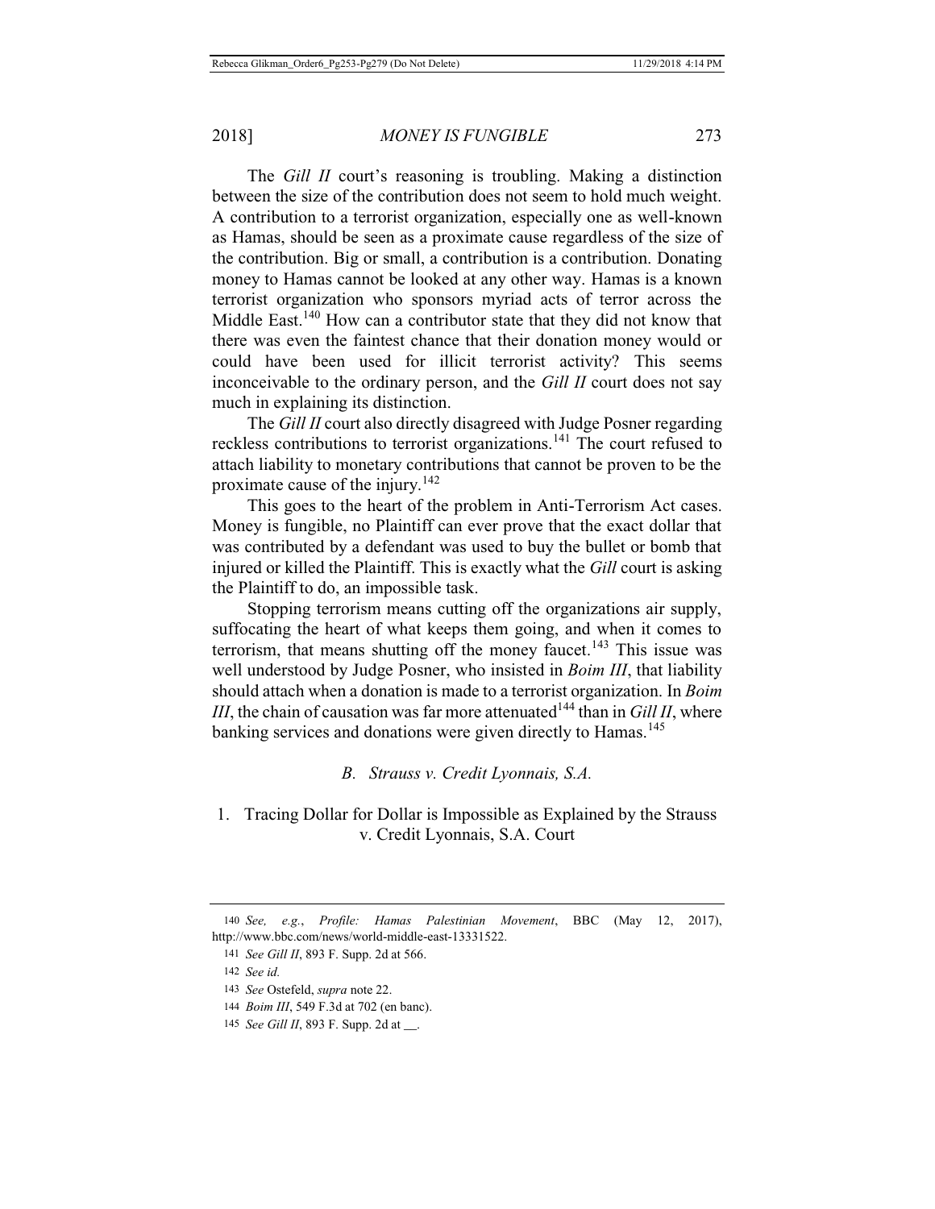The *Gill II* court's reasoning is troubling. Making a distinction between the size of the contribution does not seem to hold much weight. A contribution to a terrorist organization, especially one as well-known as Hamas, should be seen as a proximate cause regardless of the size of the contribution. Big or small, a contribution is a contribution. Donating money to Hamas cannot be looked at any other way. Hamas is a known terrorist organization who sponsors myriad acts of terror across the Middle East.[140] How can a contributor state that they did not know that there was even the faintest chance that their donation money would or could have been used for illicit terrorist activity? This seems inconceivable to the ordinary person, and the *Gill II* court does not say much in explaining its distinction.

The *Gill II* court also directly disagreed with Judge Posner regarding reckless contributions to terrorist organizations.[141] The court refused to attach liability to monetary contributions that cannot be proven to be the proximate cause of the injury.[142]

This goes to the heart of the problem in Anti-Terrorism Act cases. Money is fungible, no Plaintiff can ever prove that the exact dollar that was contributed by a defendant was used to buy the bullet or bomb that injured or killed the Plaintiff. This is exactly what the *Gill* court is asking the Plaintiff to do, an impossible task.

Stopping terrorism means cutting off the organizations air supply, suffocating the heart of what keeps them going, and when it comes to terrorism, that means shutting off the money faucet.[143] This issue was well understood by Judge Posner, who insisted in *Boim III*, that liability should attach when a donation is made to a terrorist organization. In *Boim III*, the chain of causation was far more attenuated[144] than in *Gill II*, where banking services and donations were given directly to Hamas.[145]

### B. *Strauss v. Credit Lyonnais, S.A.*

#### 1. Tracing Dollar for Dollar is Impossible as Explained by the Strauss v. Credit Lyonnais, S.A. Court

---

140 *See, e.g.*, *Profile: Hamas Palestinian Movement*, BBC (May 12, 2017), http://www.bbc.com/news/world-middle-east-13331522.

141 *See Gill II*, 893 F. Supp. 2d at 566.

142 *See id.*

143 *See* Ostefeld, *supra* note 22.

144 *Boim III*, 549 F.3d at 702 (en banc).

145 *See Gill II*, 893 F. Supp. 2d at __.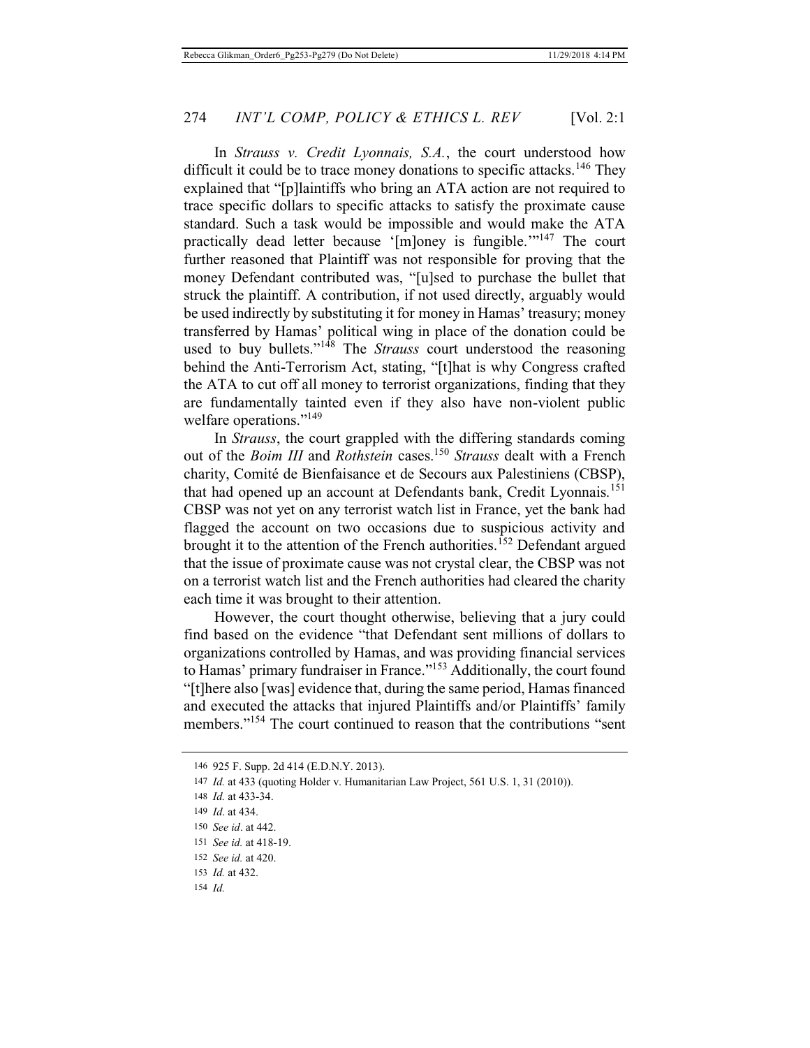In *Strauss v. Credit Lyonnais, S.A.*, the court understood how difficult it could be to trace money donations to specific attacks.[146] They explained that "[p]laintiffs who bring an ATA action are not required to trace specific dollars to specific attacks to satisfy the proximate cause standard. Such a task would be impossible and would make the ATA practically dead letter because '[m]oney is fungible.'"[147] The court further reasoned that Plaintiff was not responsible for proving that the money Defendant contributed was, "[u]sed to purchase the bullet that struck the plaintiff. A contribution, if not used directly, arguably would be used indirectly by substituting it for money in Hamas' treasury; money transferred by Hamas' political wing in place of the donation could be used to buy bullets."[148] The *Strauss* court understood the reasoning behind the Anti-Terrorism Act, stating, "[t]hat is why Congress crafted the ATA to cut off all money to terrorist organizations, finding that they are fundamentally tainted even if they also have non-violent public welfare operations."[149]

In *Strauss*, the court grappled with the differing standards coming out of the *Boim III* and *Rothstein* cases.[150] *Strauss* dealt with a French charity, Comité de Bienfaisance et de Secours aux Palestiniens (CBSP), that had opened up an account at Defendants bank, Credit Lyonnais.[151] CBSP was not yet on any terrorist watch list in France, yet the bank had flagged the account on two occasions due to suspicious activity and brought it to the attention of the French authorities.[152] Defendant argued that the issue of proximate cause was not crystal clear, the CBSP was not on a terrorist watch list and the French authorities had cleared the charity each time it was brought to their attention.

However, the court thought otherwise, believing that a jury could find based on the evidence "that Defendant sent millions of dollars to organizations controlled by Hamas, and was providing financial services to Hamas' primary fundraiser in France."[153] Additionally, the court found "[t]here also [was] evidence that, during the same period, Hamas financed and executed the attacks that injured Plaintiffs and/or Plaintiffs' family members."[154] The court continued to reason that the contributions "sent

146 925 F. Supp. 2d 414 (E.D.N.Y. 2013).

147 *Id.* at 433 (quoting Holder v. Humanitarian Law Project, 561 U.S. 1, 31 (2010)).

148 *Id.* at 433-34.

149 *Id*. at 434.

150 *See id*. at 442.

151 *See id.* at 418-19.

152 *See id.* at 420.

153 *Id.* at 432.

154 *Id.*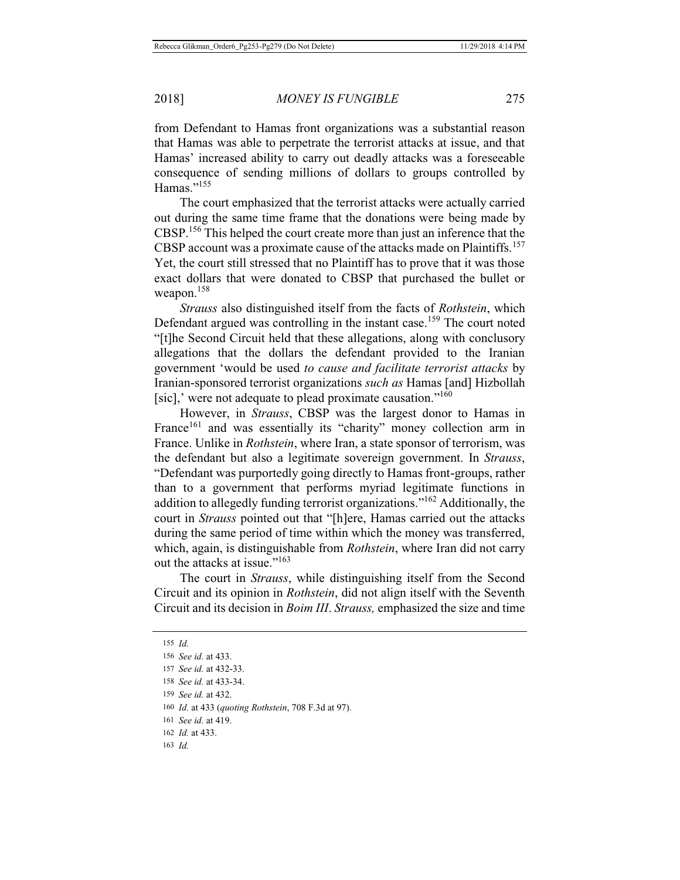from Defendant to Hamas front organizations was a substantial reason that Hamas was able to perpetrate the terrorist attacks at issue, and that Hamas' increased ability to carry out deadly attacks was a foreseeable consequence of sending millions of dollars to groups controlled by Hamas."[155]

The court emphasized that the terrorist attacks were actually carried out during the same time frame that the donations were being made by CBSP.[156] This helped the court create more than just an inference that the CBSP account was a proximate cause of the attacks made on Plaintiffs.[157] Yet, the court still stressed that no Plaintiff has to prove that it was those exact dollars that were donated to CBSP that purchased the bullet or weapon.[158]

*Strauss* also distinguished itself from the facts of *Rothstein*, which Defendant argued was controlling in the instant case.[159] The court noted "[t]he Second Circuit held that these allegations, along with conclusory allegations that the dollars the defendant provided to the Iranian government 'would be used *to cause and facilitate terrorist attacks* by Iranian-sponsored terrorist organizations *such as* Hamas [and] Hizbollah [sic],' were not adequate to plead proximate causation."[160]

However, in *Strauss*, CBSP was the largest donor to Hamas in France[161] and was essentially its "charity" money collection arm in France. Unlike in *Rothstein*, where Iran, a state sponsor of terrorism, was the defendant but also a legitimate sovereign government. In *Strauss*, "Defendant was purportedly going directly to Hamas front-groups, rather than to a government that performs myriad legitimate functions in addition to allegedly funding terrorist organizations."[162] Additionally, the court in *Strauss* pointed out that "[h]ere, Hamas carried out the attacks during the same period of time within which the money was transferred, which, again, is distinguishable from *Rothstein*, where Iran did not carry out the attacks at issue."[163]

The court in *Strauss*, while distinguishing itself from the Second Circuit and its opinion in *Rothstein*, did not align itself with the Seventh Circuit and its decision in *Boim III*. *Strauss,* emphasized the size and time

---

155 *Id.*

156 *See id.* at 433.

157 *See id.* at 432-33.

158 *See id.* at 433-34.

159 *See id.* at 432.

160 *Id.* at 433 (*quoting Rothstein*, 708 F.3d at 97).

161 *See id.* at 419.

162 *Id.* at 433.

163 *Id.*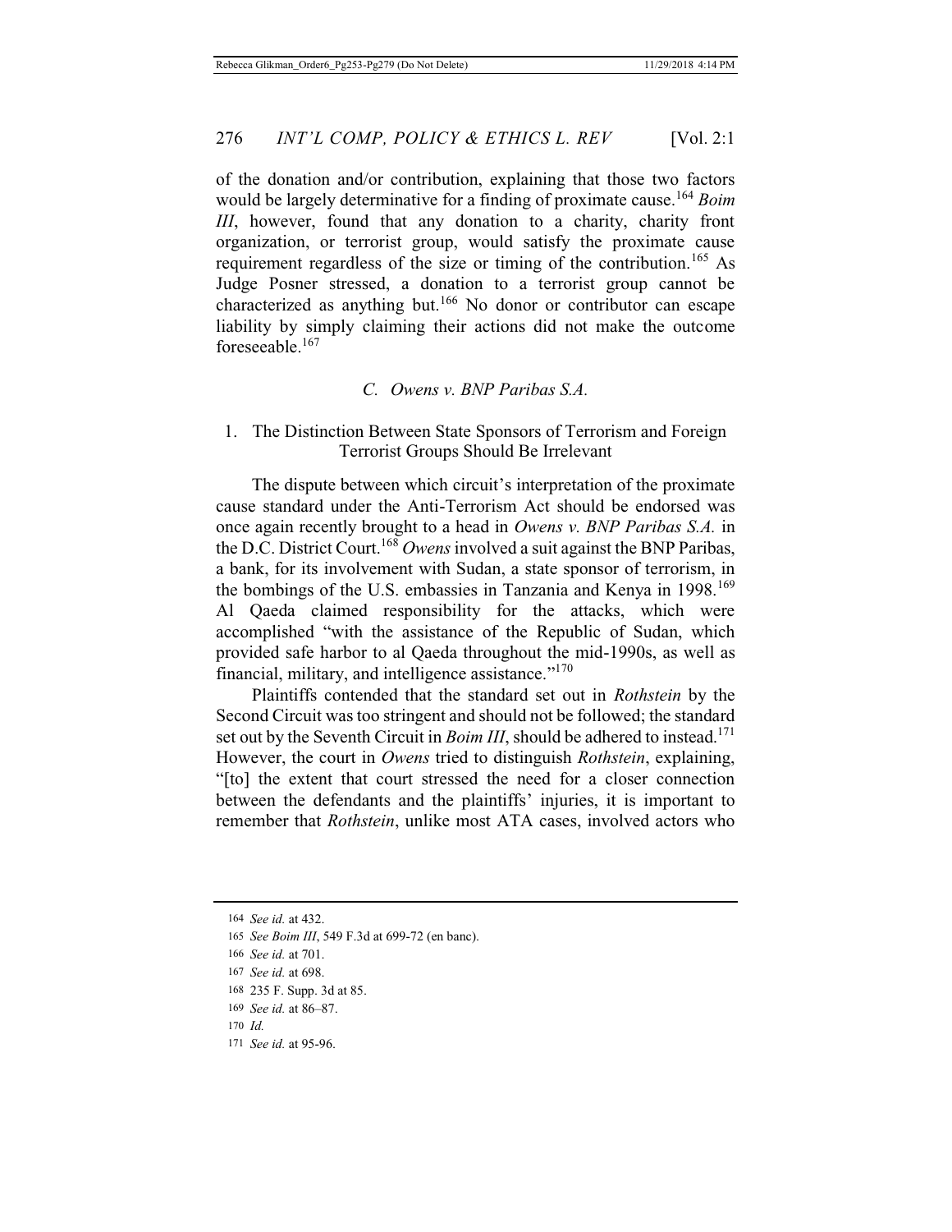of the donation and/or contribution, explaining that those two factors would be largely determinative for a finding of proximate cause.[164] *Boim III*, however, found that any donation to a charity, charity front organization, or terrorist group, would satisfy the proximate cause requirement regardless of the size or timing of the contribution.[165] As Judge Posner stressed, a donation to a terrorist group cannot be characterized as anything but.[166] No donor or contributor can escape liability by simply claiming their actions did not make the outcome foreseeable.[167]

### *C. Owens v. BNP Paribas S.A.*

#### 1. The Distinction Between State Sponsors of Terrorism and Foreign Terrorist Groups Should Be Irrelevant

The dispute between which circuit's interpretation of the proximate cause standard under the Anti-Terrorism Act should be endorsed was once again recently brought to a head in *Owens v. BNP Paribas S.A.* in the D.C. District Court.[168] *Owens* involved a suit against the BNP Paribas, a bank, for its involvement with Sudan, a state sponsor of terrorism, in the bombings of the U.S. embassies in Tanzania and Kenya in 1998.[169] Al Qaeda claimed responsibility for the attacks, which were accomplished "with the assistance of the Republic of Sudan, which provided safe harbor to al Qaeda throughout the mid-1990s, as well as financial, military, and intelligence assistance."[170]

Plaintiffs contended that the standard set out in *Rothstein* by the Second Circuit was too stringent and should not be followed; the standard set out by the Seventh Circuit in *Boim III*, should be adhered to instead.[171] However, the court in *Owens* tried to distinguish *Rothstein*, explaining, "[to] the extent that court stressed the need for a closer connection between the defendants and the plaintiffs' injuries, it is important to remember that *Rothstein*, unlike most ATA cases, involved actors who

---

164 *See id.* at 432.

165 *See Boim III*, 549 F.3d at 699-72 (en banc).

166 *See id.* at 701.

167 *See id.* at 698.

168 235 F. Supp. 3d at 85.

169 *See id.* at 86–87.

170 *Id.*

171 *See id.* at 95-96.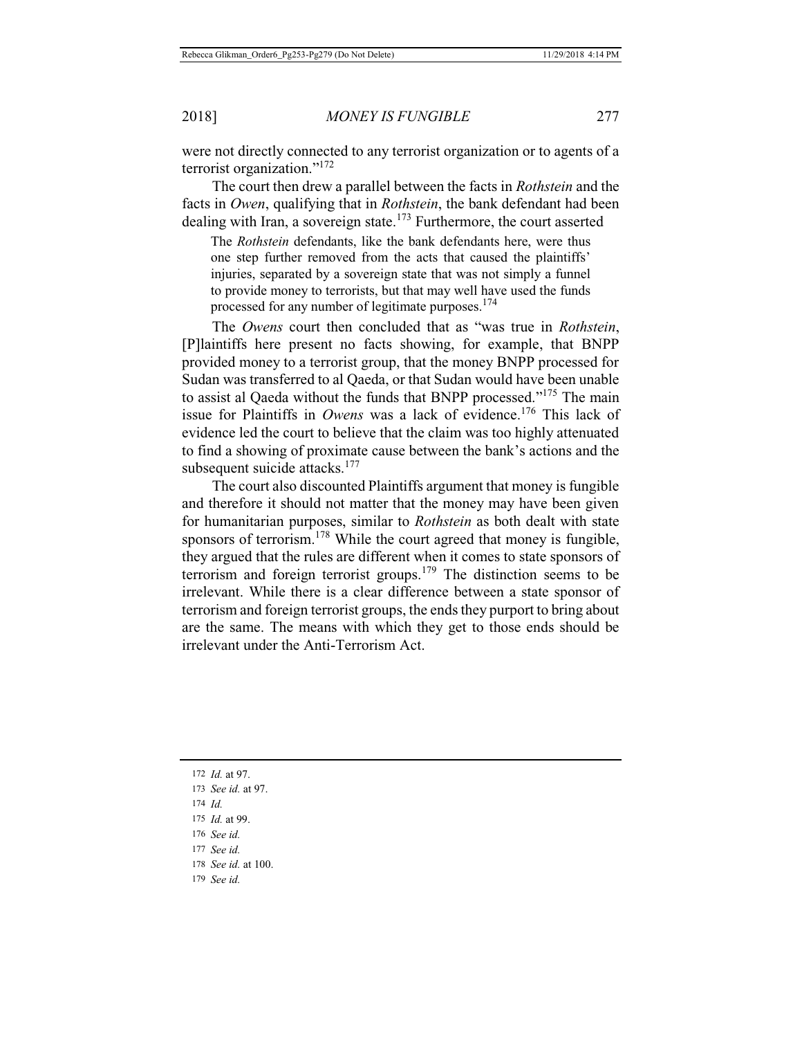were not directly connected to any terrorist organization or to agents of a terrorist organization."[172]

The court then drew a parallel between the facts in *Rothstein* and the facts in *Owen*, qualifying that in *Rothstein*, the bank defendant had been dealing with Iran, a sovereign state.[173] Furthermore, the court asserted

> The *Rothstein* defendants, like the bank defendants here, were thus one step further removed from the acts that caused the plaintiffs' injuries, separated by a sovereign state that was not simply a funnel to provide money to terrorists, but that may well have used the funds processed for any number of legitimate purposes.[174]

The *Owens* court then concluded that as "was true in *Rothstein*, [P]laintiffs here present no facts showing, for example, that BNPP provided money to a terrorist group, that the money BNPP processed for Sudan was transferred to al Qaeda, or that Sudan would have been unable to assist al Qaeda without the funds that BNPP processed."[175] The main issue for Plaintiffs in *Owens* was a lack of evidence.[176] This lack of evidence led the court to believe that the claim was too highly attenuated to find a showing of proximate cause between the bank's actions and the subsequent suicide attacks.[177]

The court also discounted Plaintiffs argument that money is fungible and therefore it should not matter that the money may have been given for humanitarian purposes, similar to *Rothstein* as both dealt with state sponsors of terrorism.[178] While the court agreed that money is fungible, they argued that the rules are different when it comes to state sponsors of terrorism and foreign terrorist groups.[179] The distinction seems to be irrelevant. While there is a clear difference between a state sponsor of terrorism and foreign terrorist groups, the ends they purport to bring about are the same. The means with which they get to those ends should be irrelevant under the Anti-Terrorism Act.

---

172 *Id.* at 97.

173 *See id.* at 97.

174 *Id.*

175 *Id.* at 99.

176 *See id.*

177 *See id.*

178 *See id.* at 100.

179 *See id.*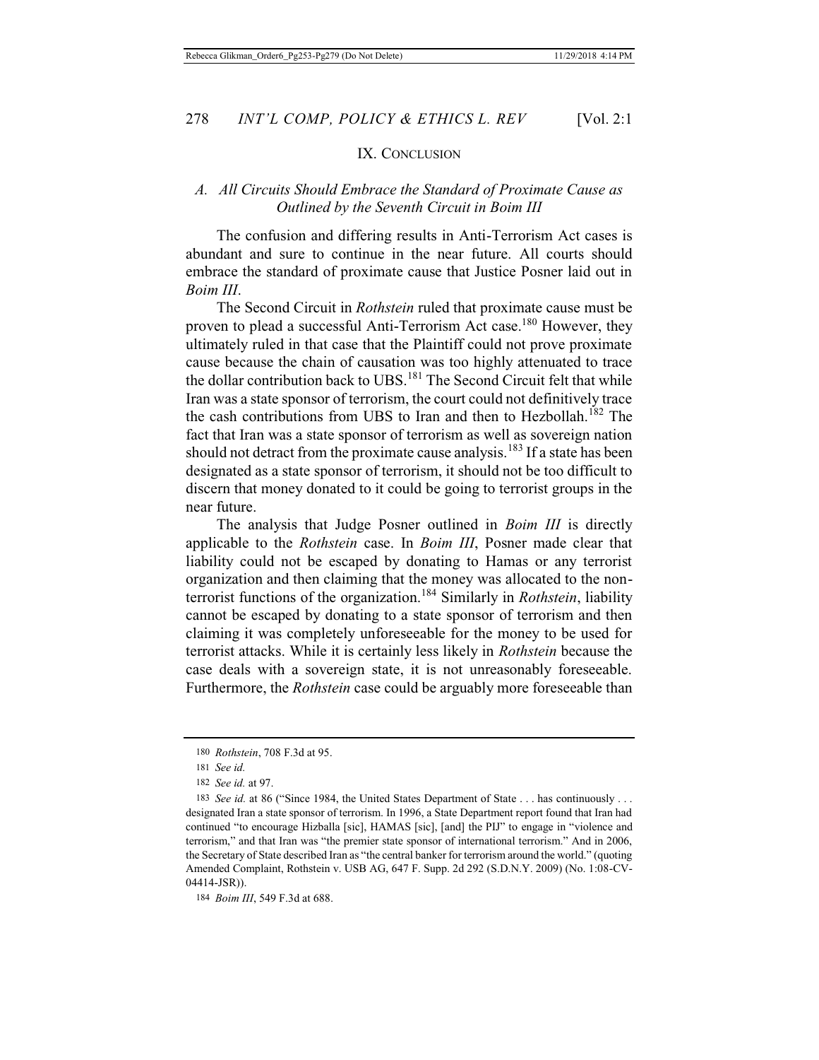## IX. CONCLUSION

### *A. All Circuits Should Embrace the Standard of Proximate Cause as Outlined by the Seventh Circuit in Boim III*

The confusion and differing results in Anti-Terrorism Act cases is abundant and sure to continue in the near future. All courts should embrace the standard of proximate cause that Justice Posner laid out in *Boim III*.

The Second Circuit in *Rothstein* ruled that proximate cause must be proven to plead a successful Anti-Terrorism Act case.[180] However, they ultimately ruled in that case that the Plaintiff could not prove proximate cause because the chain of causation was too highly attenuated to trace the dollar contribution back to UBS.[181] The Second Circuit felt that while Iran was a state sponsor of terrorism, the court could not definitively trace the cash contributions from UBS to Iran and then to Hezbollah.[182] The fact that Iran was a state sponsor of terrorism as well as sovereign nation should not detract from the proximate cause analysis.[183] If a state has been designated as a state sponsor of terrorism, it should not be too difficult to discern that money donated to it could be going to terrorist groups in the near future.

The analysis that Judge Posner outlined in *Boim III* is directly applicable to the *Rothstein* case. In *Boim III*, Posner made clear that liability could not be escaped by donating to Hamas or any terrorist organization and then claiming that the money was allocated to the non-terrorist functions of the organization.[184] Similarly in *Rothstein*, liability cannot be escaped by donating to a state sponsor of terrorism and then claiming it was completely unforeseeable for the money to be used for terrorist attacks. While it is certainly less likely in *Rothstein* because the case deals with a sovereign state, it is not unreasonably foreseeable. Furthermore, the *Rothstein* case could be arguably more foreseeable than

---

180 *Rothstein*, 708 F.3d at 95.

181 *See id.*

182 *See id.* at 97.

183 *See id.* at 86 ("Since 1984, the United States Department of State . . . has continuously . . . designated Iran a state sponsor of terrorism. In 1996, a State Department report found that Iran had continued "to encourage Hizballa [sic], HAMAS [sic], [and] the PIJ" to engage in "violence and terrorism," and that Iran was "the premier state sponsor of international terrorism." And in 2006, the Secretary of State described Iran as "the central banker for terrorism around the world." (quoting Amended Complaint, Rothstein v. USB AG, 647 F. Supp. 2d 292 (S.D.N.Y. 2009) (No. 1:08-CV-04414-JSR)).

184 *Boim III*, 549 F.3d at 688.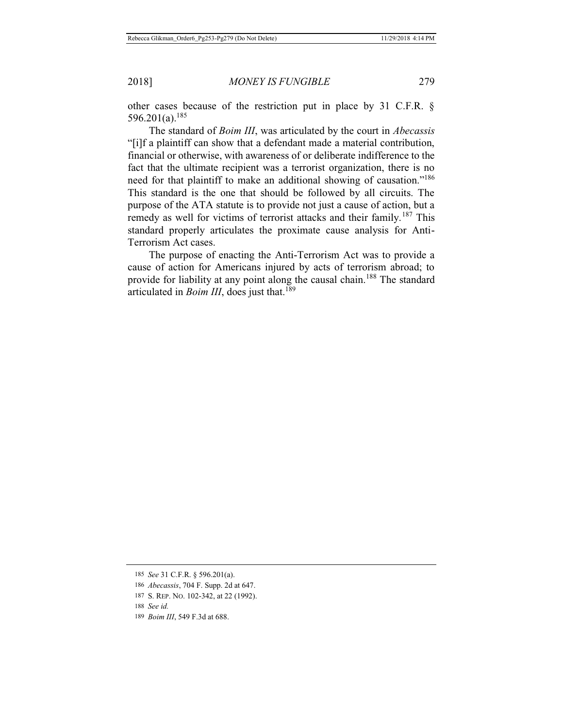other cases because of the restriction put in place by 31 C.F.R. § 596.201(a).[185]

The standard of *Boim III*, was articulated by the court in *Abecassis* "[i]f a plaintiff can show that a defendant made a material contribution, financial or otherwise, with awareness of or deliberate indifference to the fact that the ultimate recipient was a terrorist organization, there is no need for that plaintiff to make an additional showing of causation."[186] This standard is the one that should be followed by all circuits. The purpose of the ATA statute is to provide not just a cause of action, but a remedy as well for victims of terrorist attacks and their family.[187] This standard properly articulates the proximate cause analysis for Anti-Terrorism Act cases.

The purpose of enacting the Anti-Terrorism Act was to provide a cause of action for Americans injured by acts of terrorism abroad; to provide for liability at any point along the causal chain.[188] The standard articulated in *Boim III*, does just that.[189]

---

185 *See* 31 C.F.R. § 596.201(a).

186 *Abecassis*, 704 F. Supp. 2d at 647.

187 S. REP. NO. 102-342, at 22 (1992).

188 *See id.*

189 *Boim III*, 549 F.3d at 688.